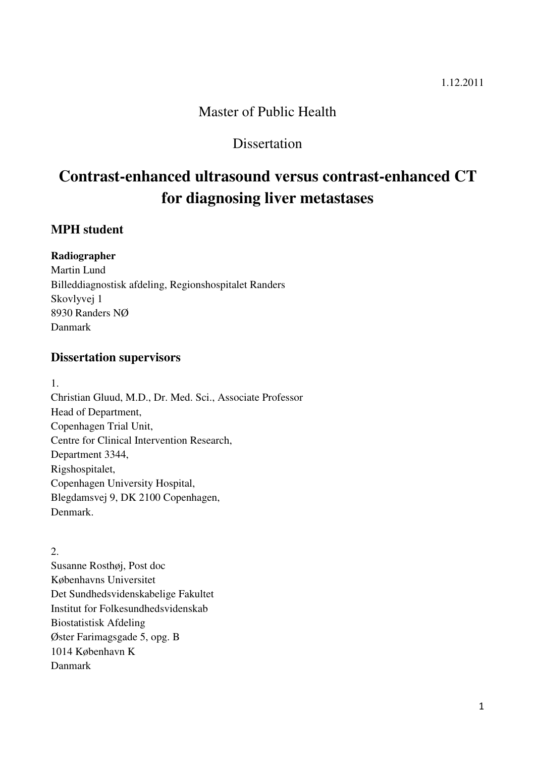1.12.2011

Master of Public Health

Dissertation

# Contrast-enhanced ultrasound versus contrast-enhanced CT for diagnosing liver metastases

## MPH student

**Radiographer**
Martin Lund
Billeddiagnostisk afdeling, Regionshospitalet Randers
Skovlyvej 1
8930 Randers NØ
Danmark

## Dissertation supervisors

1.
Christian Gluud, M.D., Dr. Med. Sci., Associate Professor
Head of Department,
Copenhagen Trial Unit,
Centre for Clinical Intervention Research,
Department 3344,
Rigshospitalet,
Copenhagen University Hospital,
Blegdamsvej 9, DK 2100 Copenhagen,
Denmark.

2.
Susanne Rosthøj, Post doc
Københavns Universitet
Det Sundhedsvidenskabelige Fakultet
Institut for Folkesundhedsvidenskab
Biostatistisk Afdeling
Øster Farimagsgade 5, opg. B
1014 København K
Danmark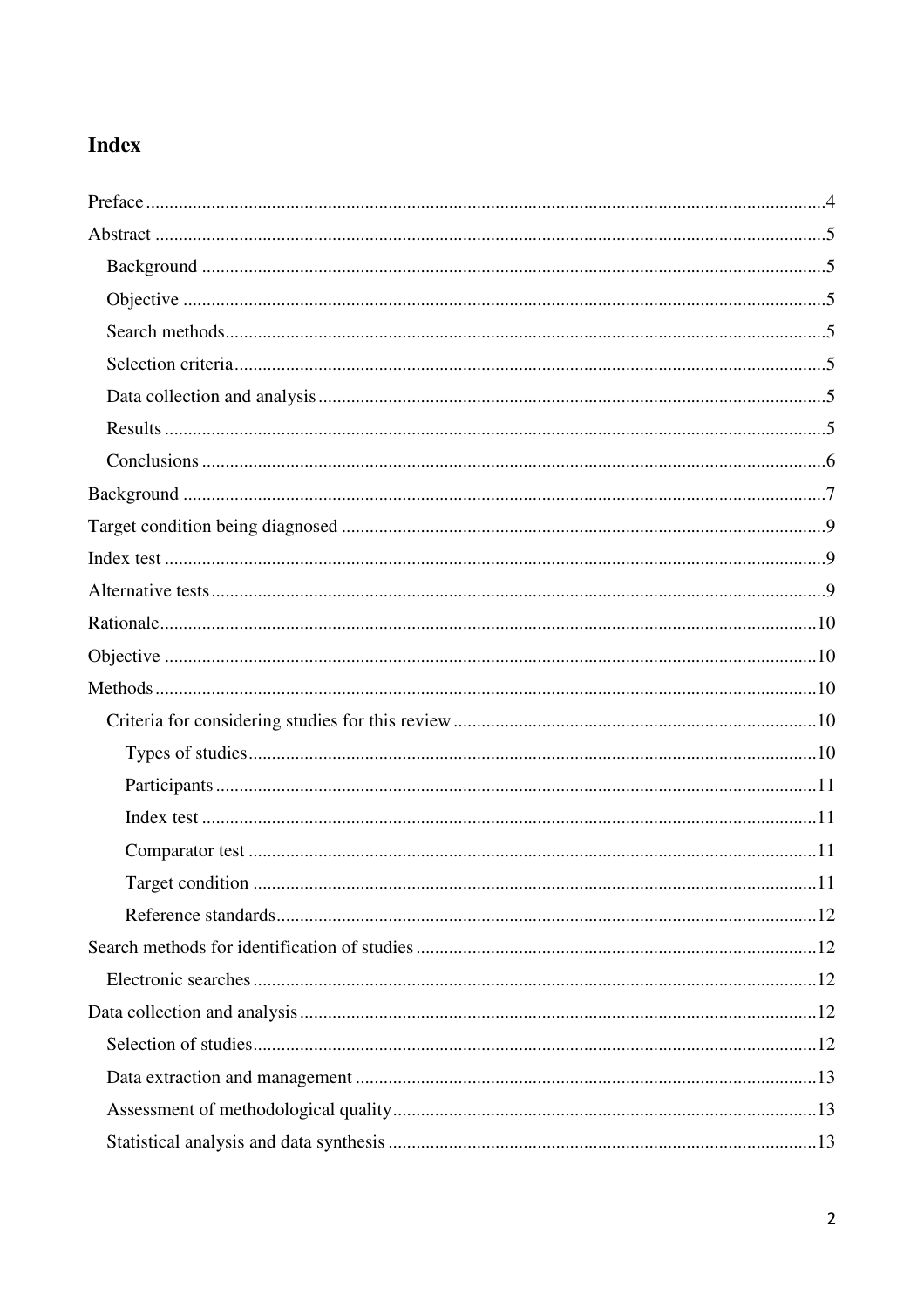# Index

Preface ....................................................................................................................................4

Abstract ....................................................................................................................................5

- Background ..........................................................................................................................5
- Objective ..............................................................................................................................5
- Search methods.....................................................................................................................5
- Selection criteria...................................................................................................................5
- Data collection and analysis .................................................................................................5
- Results .................................................................................................................................5
- Conclusions ..........................................................................................................................6

Background ..............................................................................................................................7

Target condition being diagnosed ...........................................................................................9

Index test ..................................................................................................................................9

Alternative tests........................................................................................................................9

Rationale..................................................................................................................................10

Objective .................................................................................................................................10

Methods...................................................................................................................................10

- Criteria for considering studies for this review .................................................................10
  - Types of studies...............................................................................................................10
  - Participants......................................................................................................................11
  - Index test .........................................................................................................................11
  - Comparator test ..............................................................................................................11
  - Target condition .............................................................................................................11
  - Reference standards........................................................................................................12

Search methods for identification of studies .........................................................................12

- Electronic searches .............................................................................................................12

Data collection and analysis...................................................................................................12

- Selection of studies.............................................................................................................12
- Data extraction and management .......................................................................................13
- Assessment of methodological quality...............................................................................13
- Statistical analysis and data synthesis ................................................................................13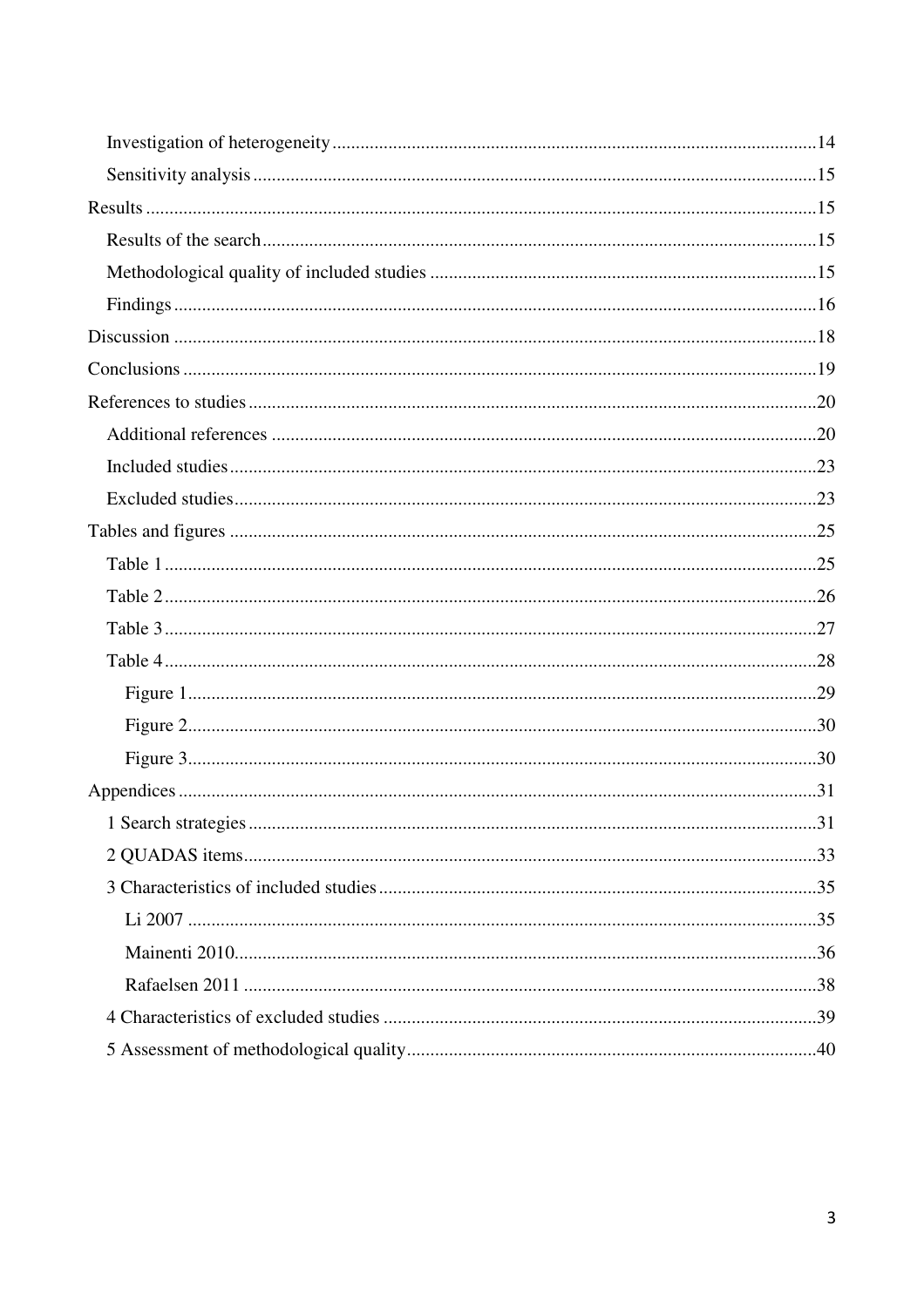- Investigation of heterogeneity ....................................................................................................14
- Sensitivity analysis .......................................................................................................................15

Results ...............................................................................................................................................15

- Results of the search......................................................................................................................15
- Methodological quality of included studies ..................................................................................15
- Findings ........................................................................................................................................16

Discussion .........................................................................................................................................18

Conclusions .......................................................................................................................................19

References to studies .........................................................................................................................20

- Additional references ....................................................................................................................20
- Included studies.............................................................................................................................23
- Excluded studies............................................................................................................................23

Tables and figures .............................................................................................................................25

- Table 1 ..........................................................................................................................................25
- Table 2 ..........................................................................................................................................26
- Table 3 ..........................................................................................................................................27
- Table 4 ..........................................................................................................................................28
  - Figure 1.....................................................................................................................................29
  - Figure 2.....................................................................................................................................30
  - Figure 3.....................................................................................................................................30

Appendices ........................................................................................................................................31

- 1 Search strategies .........................................................................................................................31
- 2 QUADAS items...........................................................................................................................33
- 3 Characteristics of included studies .............................................................................................35
  - Li 2007 ......................................................................................................................................35
  - Mainenti 2010............................................................................................................................36
  - Rafaelsen 2011 ..........................................................................................................................38
- 4 Characteristics of excluded studies .............................................................................................39
- 5 Assessment of methodological quality.........................................................................................40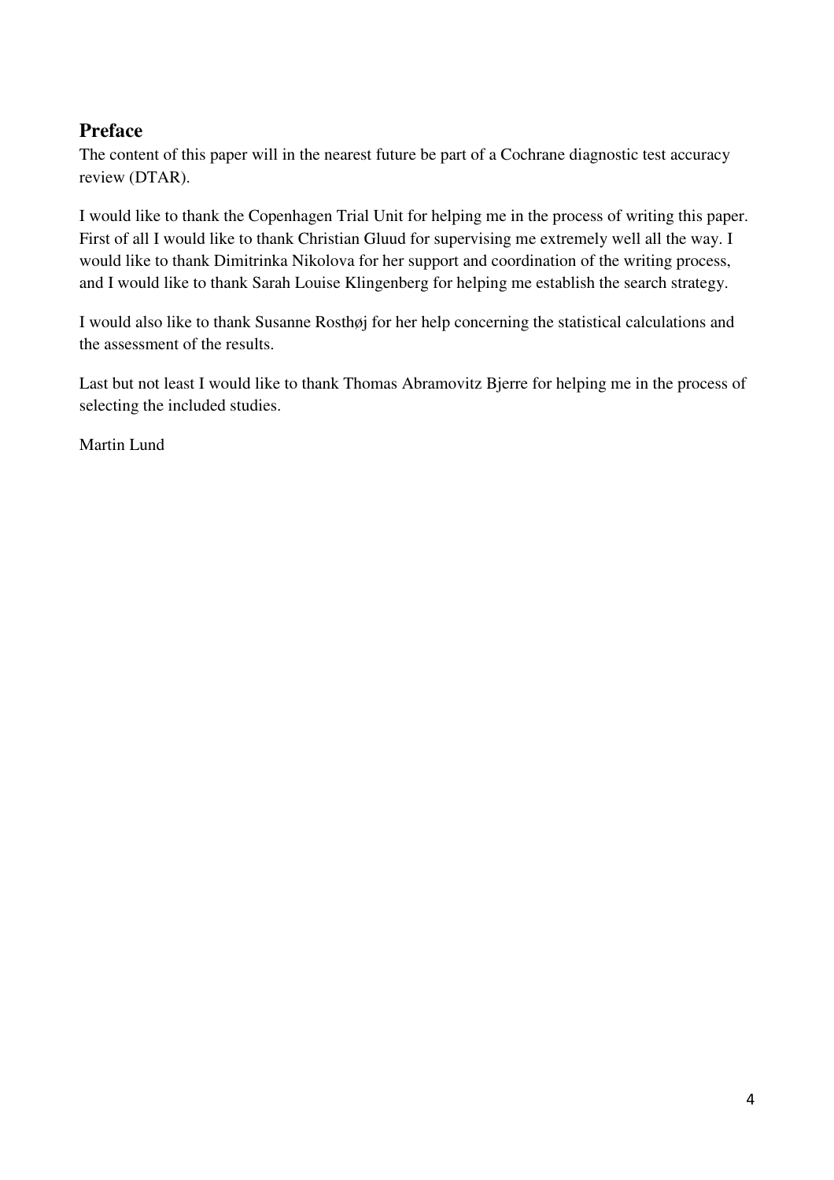## Preface

The content of this paper will in the nearest future be part of a Cochrane diagnostic test accuracy review (DTAR).

I would like to thank the Copenhagen Trial Unit for helping me in the process of writing this paper. First of all I would like to thank Christian Gluud for supervising me extremely well all the way. I would like to thank Dimitrinka Nikolova for her support and coordination of the writing process, and I would like to thank Sarah Louise Klingenberg for helping me establish the search strategy.

I would also like to thank Susanne Rosthøj for her help concerning the statistical calculations and the assessment of the results.

Last but not least I would like to thank Thomas Abramovitz Bjerre for helping me in the process of selecting the included studies.

Martin Lund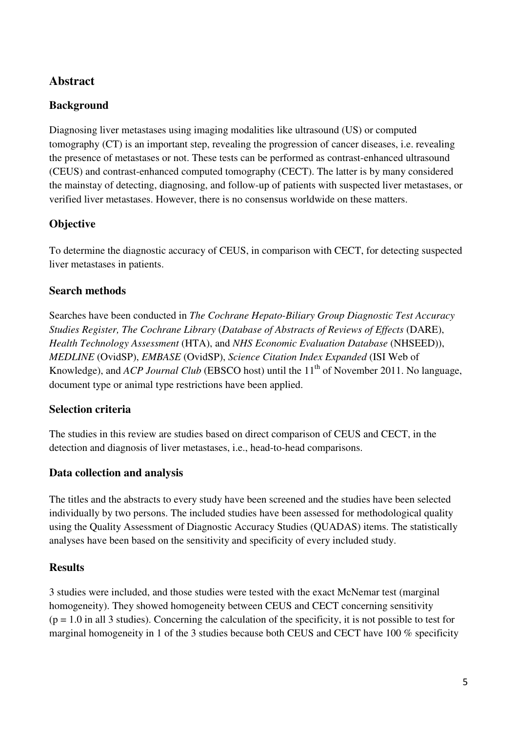## Abstract

### Background

Diagnosing liver metastases using imaging modalities like ultrasound (US) or computed tomography (CT) is an important step, revealing the progression of cancer diseases, i.e. revealing the presence of metastases or not. These tests can be performed as contrast-enhanced ultrasound (CEUS) and contrast-enhanced computed tomography (CECT). The latter is by many considered the mainstay of detecting, diagnosing, and follow-up of patients with suspected liver metastases, or verified liver metastases. However, there is no consensus worldwide on these matters.

### Objective

To determine the diagnostic accuracy of CEUS, in comparison with CECT, for detecting suspected liver metastases in patients.

### Search methods

Searches have been conducted in *The Cochrane Hepato-Biliary Group Diagnostic Test Accuracy Studies Register, The Cochrane Library* (*Database of Abstracts of Reviews of Effects* (DARE), *Health Technology Assessment* (HTA), and *NHS Economic Evaluation Database* (NHSEED)), *MEDLINE* (OvidSP), *EMBASE* (OvidSP), *Science Citation Index Expanded* (ISI Web of Knowledge), and *ACP Journal Club* (EBSCO host) until the 11th of November 2011. No language, document type or animal type restrictions have been applied.

### Selection criteria

The studies in this review are studies based on direct comparison of CEUS and CECT, in the detection and diagnosis of liver metastases, i.e., head-to-head comparisons.

### Data collection and analysis

The titles and the abstracts to every study have been screened and the studies have been selected individually by two persons. The included studies have been assessed for methodological quality using the Quality Assessment of Diagnostic Accuracy Studies (QUADAS) items. The statistically analyses have been based on the sensitivity and specificity of every included study.

### Results

3 studies were included, and those studies were tested with the exact McNemar test (marginal homogeneity). They showed homogeneity between CEUS and CECT concerning sensitivity ($p = 1.0$ in all 3 studies). Concerning the calculation of the specificity, it is not possible to test for marginal homogeneity in 1 of the 3 studies because both CEUS and CECT have 100 % specificity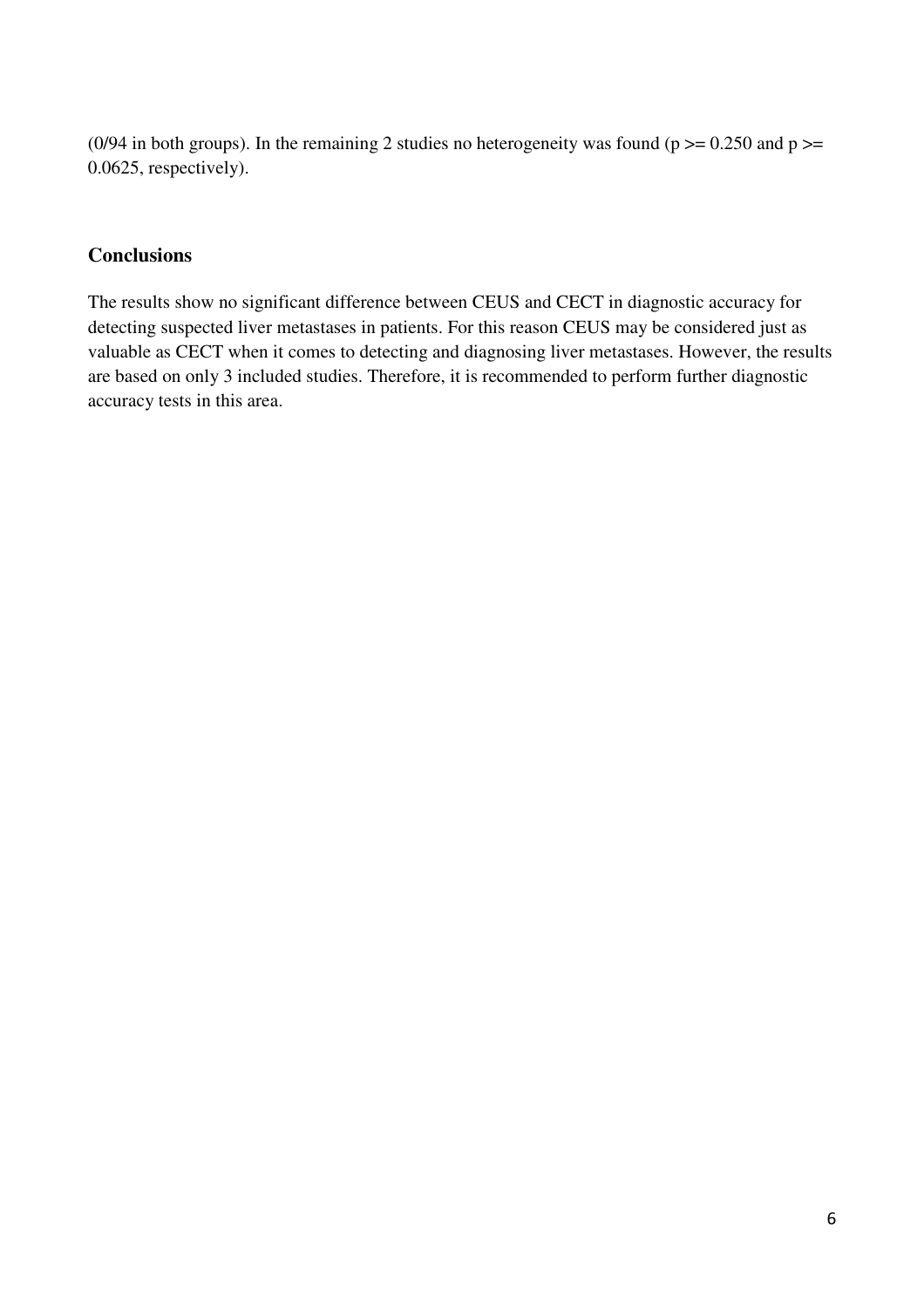(0/94 in both groups). In the remaining 2 studies no heterogeneity was found ($p >= 0.250$ and $p >= 0.0625$, respectively).

## Conclusions

The results show no significant difference between CEUS and CECT in diagnostic accuracy for detecting suspected liver metastases in patients. For this reason CEUS may be considered just as valuable as CECT when it comes to detecting and diagnosing liver metastases. However, the results are based on only 3 included studies. Therefore, it is recommended to perform further diagnostic accuracy tests in this area.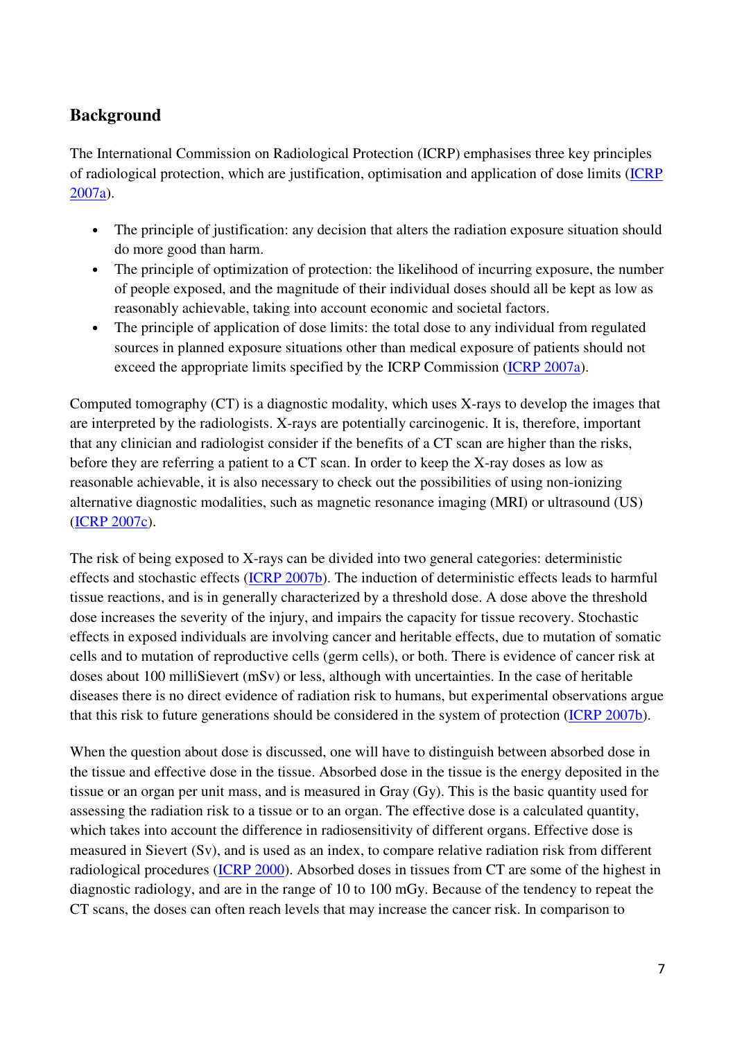## Background

The International Commission on Radiological Protection (ICRP) emphasises three key principles of radiological protection, which are justification, optimisation and application of dose limits (ICRP 2007a).

- The principle of justification: any decision that alters the radiation exposure situation should do more good than harm.
- The principle of optimization of protection: the likelihood of incurring exposure, the number of people exposed, and the magnitude of their individual doses should all be kept as low as reasonably achievable, taking into account economic and societal factors.
- The principle of application of dose limits: the total dose to any individual from regulated sources in planned exposure situations other than medical exposure of patients should not exceed the appropriate limits specified by the ICRP Commission (ICRP 2007a).

Computed tomography (CT) is a diagnostic modality, which uses X-rays to develop the images that are interpreted by the radiologists. X-rays are potentially carcinogenic. It is, therefore, important that any clinician and radiologist consider if the benefits of a CT scan are higher than the risks, before they are referring a patient to a CT scan. In order to keep the X-ray doses as low as reasonable achievable, it is also necessary to check out the possibilities of using non-ionizing alternative diagnostic modalities, such as magnetic resonance imaging (MRI) or ultrasound (US) (ICRP 2007c).

The risk of being exposed to X-rays can be divided into two general categories: deterministic effects and stochastic effects (ICRP 2007b). The induction of deterministic effects leads to harmful tissue reactions, and is in generally characterized by a threshold dose. A dose above the threshold dose increases the severity of the injury, and impairs the capacity for tissue recovery. Stochastic effects in exposed individuals are involving cancer and heritable effects, due to mutation of somatic cells and to mutation of reproductive cells (germ cells), or both. There is evidence of cancer risk at doses about 100 milliSievert (mSv) or less, although with uncertainties. In the case of heritable diseases there is no direct evidence of radiation risk to humans, but experimental observations argue that this risk to future generations should be considered in the system of protection (ICRP 2007b).

When the question about dose is discussed, one will have to distinguish between absorbed dose in the tissue and effective dose in the tissue. Absorbed dose in the tissue is the energy deposited in the tissue or an organ per unit mass, and is measured in Gray (Gy). This is the basic quantity used for assessing the radiation risk to a tissue or to an organ. The effective dose is a calculated quantity, which takes into account the difference in radiosensitivity of different organs. Effective dose is measured in Sievert (Sv), and is used as an index, to compare relative radiation risk from different radiological procedures (ICRP 2000). Absorbed doses in tissues from CT are some of the highest in diagnostic radiology, and are in the range of 10 to 100 mGy. Because of the tendency to repeat the CT scans, the doses can often reach levels that may increase the cancer risk. In comparison to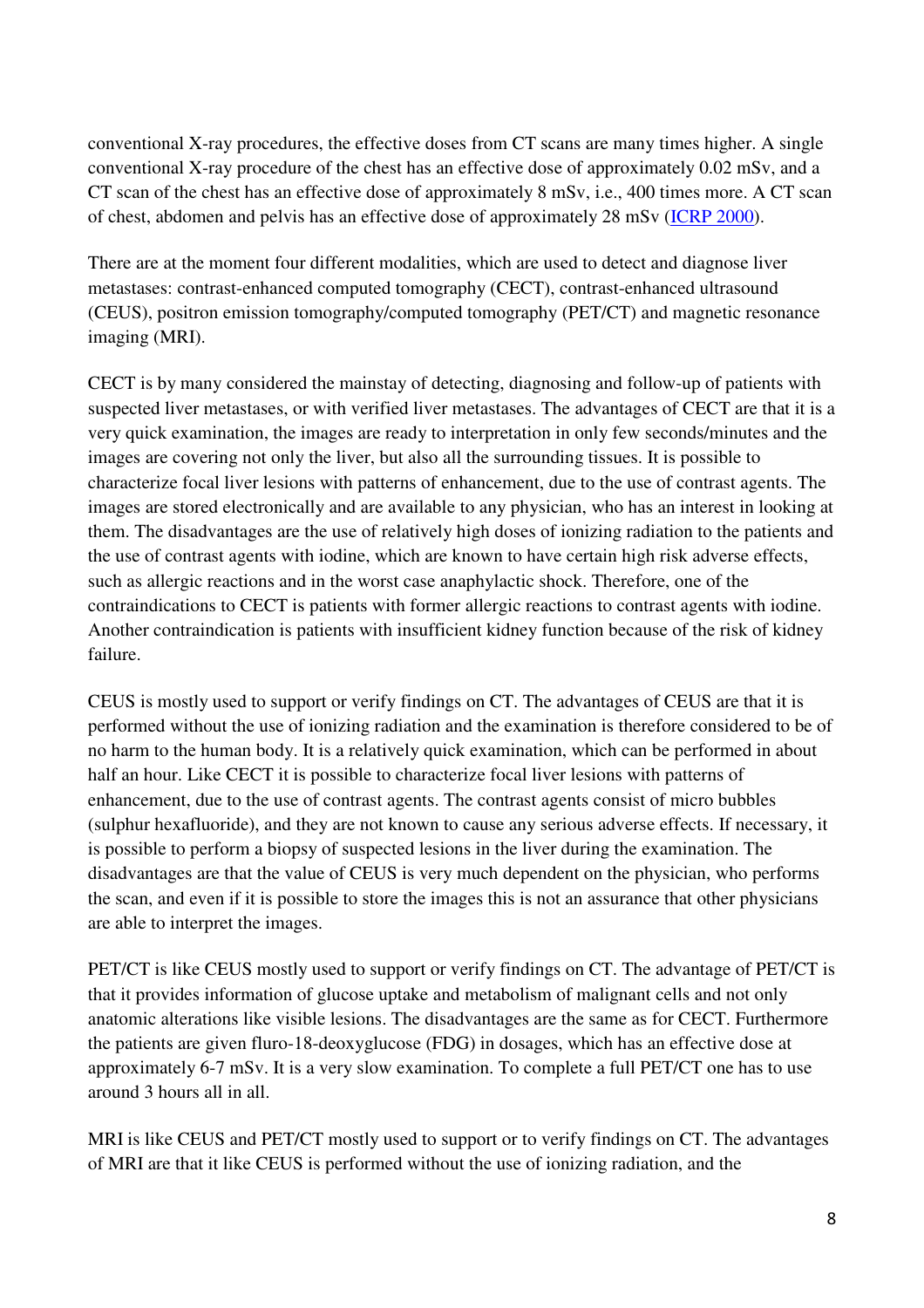conventional X-ray procedures, the effective doses from CT scans are many times higher. A single conventional X-ray procedure of the chest has an effective dose of approximately 0.02 mSv, and a CT scan of the chest has an effective dose of approximately 8 mSv, i.e., 400 times more. A CT scan of chest, abdomen and pelvis has an effective dose of approximately 28 mSv (ICRP 2000).

There are at the moment four different modalities, which are used to detect and diagnose liver metastases: contrast-enhanced computed tomography (CECT), contrast-enhanced ultrasound (CEUS), positron emission tomography/computed tomography (PET/CT) and magnetic resonance imaging (MRI).

CECT is by many considered the mainstay of detecting, diagnosing and follow-up of patients with suspected liver metastases, or with verified liver metastases. The advantages of CECT are that it is a very quick examination, the images are ready to interpretation in only few seconds/minutes and the images are covering not only the liver, but also all the surrounding tissues. It is possible to characterize focal liver lesions with patterns of enhancement, due to the use of contrast agents. The images are stored electronically and are available to any physician, who has an interest in looking at them. The disadvantages are the use of relatively high doses of ionizing radiation to the patients and the use of contrast agents with iodine, which are known to have certain high risk adverse effects, such as allergic reactions and in the worst case anaphylactic shock. Therefore, one of the contraindications to CECT is patients with former allergic reactions to contrast agents with iodine. Another contraindication is patients with insufficient kidney function because of the risk of kidney failure.

CEUS is mostly used to support or verify findings on CT. The advantages of CEUS are that it is performed without the use of ionizing radiation and the examination is therefore considered to be of no harm to the human body. It is a relatively quick examination, which can be performed in about half an hour. Like CECT it is possible to characterize focal liver lesions with patterns of enhancement, due to the use of contrast agents. The contrast agents consist of micro bubbles (sulphur hexafluoride), and they are not known to cause any serious adverse effects. If necessary, it is possible to perform a biopsy of suspected lesions in the liver during the examination. The disadvantages are that the value of CEUS is very much dependent on the physician, who performs the scan, and even if it is possible to store the images this is not an assurance that other physicians are able to interpret the images.

PET/CT is like CEUS mostly used to support or verify findings on CT. The advantage of PET/CT is that it provides information of glucose uptake and metabolism of malignant cells and not only anatomic alterations like visible lesions. The disadvantages are the same as for CECT. Furthermore the patients are given fluro-18-deoxyglucose (FDG) in dosages, which has an effective dose at approximately 6-7 mSv. It is a very slow examination. To complete a full PET/CT one has to use around 3 hours all in all.

MRI is like CEUS and PET/CT mostly used to support or to verify findings on CT. The advantages of MRI are that it like CEUS is performed without the use of ionizing radiation, and the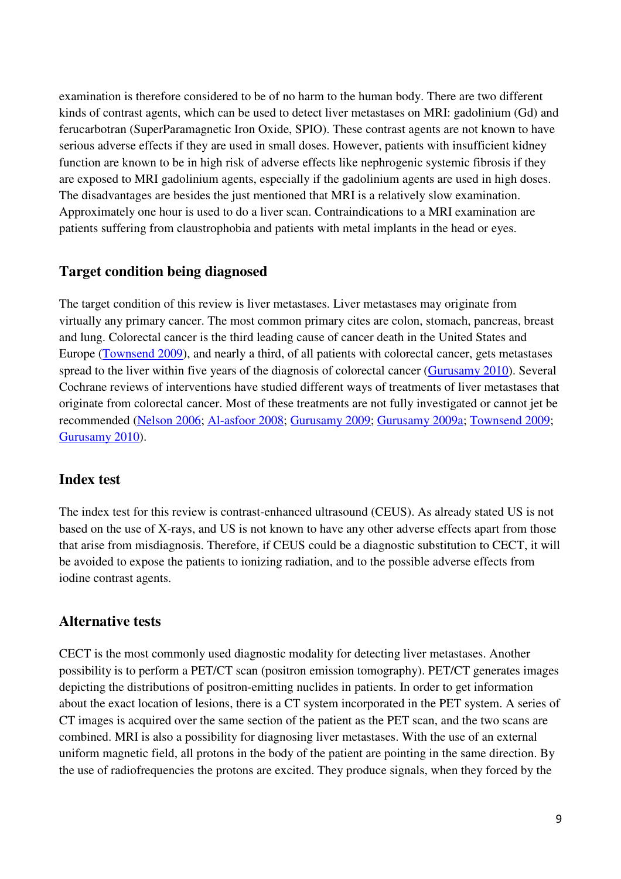examination is therefore considered to be of no harm to the human body. There are two different kinds of contrast agents, which can be used to detect liver metastases on MRI: gadolinium (Gd) and ferucarbotran (SuperParamagnetic Iron Oxide, SPIO). These contrast agents are not known to have serious adverse effects if they are used in small doses. However, patients with insufficient kidney function are known to be in high risk of adverse effects like nephrogenic systemic fibrosis if they are exposed to MRI gadolinium agents, especially if the gadolinium agents are used in high doses. The disadvantages are besides the just mentioned that MRI is a relatively slow examination. Approximately one hour is used to do a liver scan. Contraindications to a MRI examination are patients suffering from claustrophobia and patients with metal implants in the head or eyes.

## Target condition being diagnosed

The target condition of this review is liver metastases. Liver metastases may originate from virtually any primary cancer. The most common primary cites are colon, stomach, pancreas, breast and lung. Colorectal cancer is the third leading cause of cancer death in the United States and Europe (Townsend 2009), and nearly a third, of all patients with colorectal cancer, gets metastases spread to the liver within five years of the diagnosis of colorectal cancer (Gurusamy 2010). Several Cochrane reviews of interventions have studied different ways of treatments of liver metastases that originate from colorectal cancer. Most of these treatments are not fully investigated or cannot jet be recommended (Nelson 2006; Al-asfoor 2008; Gurusamy 2009; Gurusamy 2009a; Townsend 2009; Gurusamy 2010).

## Index test

The index test for this review is contrast-enhanced ultrasound (CEUS). As already stated US is not based on the use of X-rays, and US is not known to have any other adverse effects apart from those that arise from misdiagnosis. Therefore, if CEUS could be a diagnostic substitution to CECT, it will be avoided to expose the patients to ionizing radiation, and to the possible adverse effects from iodine contrast agents.

## Alternative tests

CECT is the most commonly used diagnostic modality for detecting liver metastases. Another possibility is to perform a PET/CT scan (positron emission tomography). PET/CT generates images depicting the distributions of positron-emitting nuclides in patients. In order to get information about the exact location of lesions, there is a CT system incorporated in the PET system. A series of CT images is acquired over the same section of the patient as the PET scan, and the two scans are combined. MRI is also a possibility for diagnosing liver metastases. With the use of an external uniform magnetic field, all protons in the body of the patient are pointing in the same direction. By the use of radiofrequencies the protons are excited. They produce signals, when they forced by the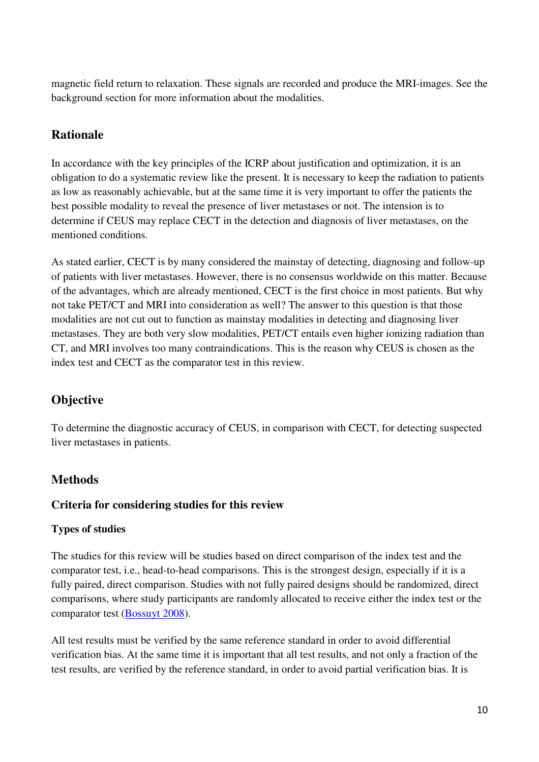magnetic field return to relaxation. These signals are recorded and produce the MRI-images. See the background section for more information about the modalities.

## Rationale

In accordance with the key principles of the ICRP about justification and optimization, it is an obligation to do a systematic review like the present. It is necessary to keep the radiation to patients as low as reasonably achievable, but at the same time it is very important to offer the patients the best possible modality to reveal the presence of liver metastases or not. The intension is to determine if CEUS may replace CECT in the detection and diagnosis of liver metastases, on the mentioned conditions.

As stated earlier, CECT is by many considered the mainstay of detecting, diagnosing and follow-up of patients with liver metastases. However, there is no consensus worldwide on this matter. Because of the advantages, which are already mentioned, CECT is the first choice in most patients. But why not take PET/CT and MRI into consideration as well? The answer to this question is that those modalities are not cut out to function as mainstay modalities in detecting and diagnosing liver metastases. They are both very slow modalities, PET/CT entails even higher ionizing radiation than CT, and MRI involves too many contraindications. This is the reason why CEUS is chosen as the index test and CECT as the comparator test in this review.

## Objective

To determine the diagnostic accuracy of CEUS, in comparison with CECT, for detecting suspected liver metastases in patients.

## Methods

### Criteria for considering studies for this review

#### Types of studies

The studies for this review will be studies based on direct comparison of the index test and the comparator test, i.e., head-to-head comparisons. This is the strongest design, especially if it is a fully paired, direct comparison. Studies with not fully paired designs should be randomized, direct comparisons, where study participants are randomly allocated to receive either the index test or the comparator test (Bossuyt 2008).

All test results must be verified by the same reference standard in order to avoid differential verification bias. At the same time it is important that all test results, and not only a fraction of the test results, are verified by the reference standard, in order to avoid partial verification bias. It is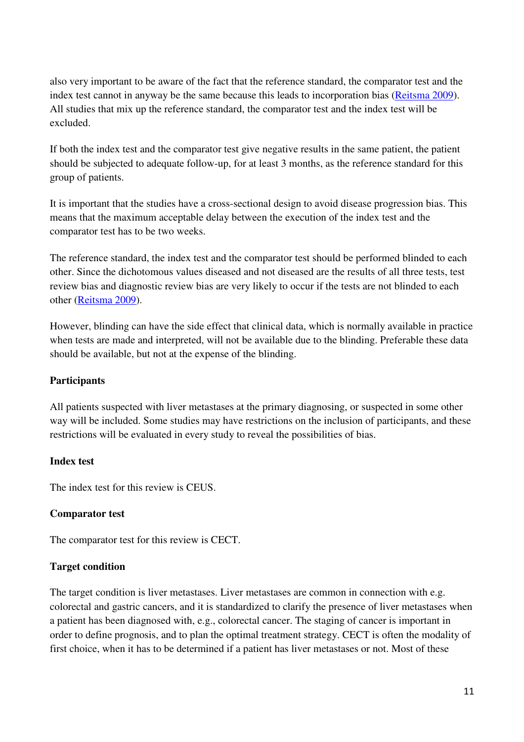also very important to be aware of the fact that the reference standard, the comparator test and the index test cannot in anyway be the same because this leads to incorporation bias (Reitsma 2009). All studies that mix up the reference standard, the comparator test and the index test will be excluded.

If both the index test and the comparator test give negative results in the same patient, the patient should be subjected to adequate follow-up, for at least 3 months, as the reference standard for this group of patients.

It is important that the studies have a cross-sectional design to avoid disease progression bias. This means that the maximum acceptable delay between the execution of the index test and the comparator test has to be two weeks.

The reference standard, the index test and the comparator test should be performed blinded to each other. Since the dichotomous values diseased and not diseased are the results of all three tests, test review bias and diagnostic review bias are very likely to occur if the tests are not blinded to each other (Reitsma 2009).

However, blinding can have the side effect that clinical data, which is normally available in practice when tests are made and interpreted, will not be available due to the blinding. Preferable these data should be available, but not at the expense of the blinding.

**Participants**

All patients suspected with liver metastases at the primary diagnosing, or suspected in some other way will be included. Some studies may have restrictions on the inclusion of participants, and these restrictions will be evaluated in every study to reveal the possibilities of bias.

**Index test**

The index test for this review is CEUS.

**Comparator test**

The comparator test for this review is CECT.

**Target condition**

The target condition is liver metastases. Liver metastases are common in connection with e.g. colorectal and gastric cancers, and it is standardized to clarify the presence of liver metastases when a patient has been diagnosed with, e.g., colorectal cancer. The staging of cancer is important in order to define prognosis, and to plan the optimal treatment strategy. CECT is often the modality of first choice, when it has to be determined if a patient has liver metastases or not. Most of these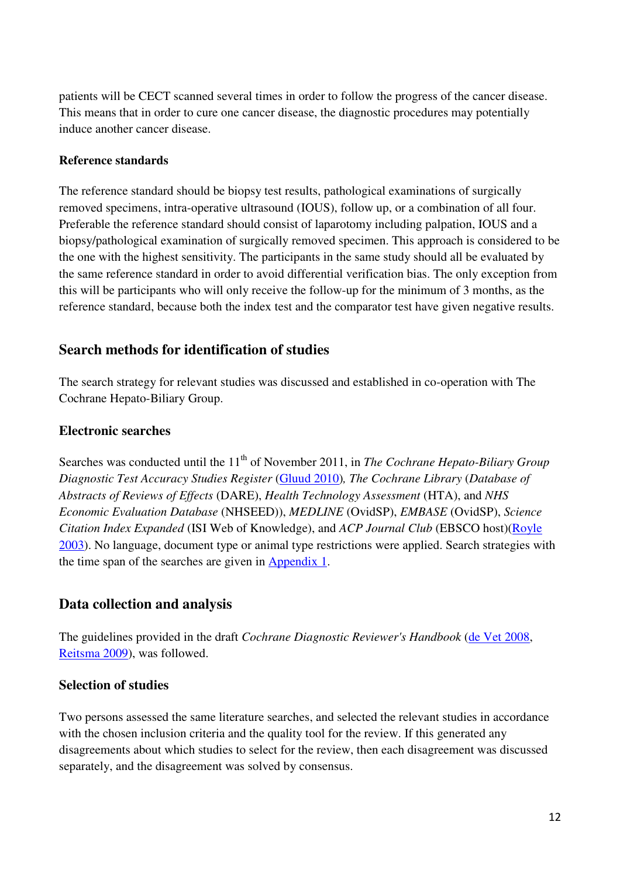patients will be CECT scanned several times in order to follow the progress of the cancer disease. This means that in order to cure one cancer disease, the diagnostic procedures may potentially induce another cancer disease.

### Reference standards

The reference standard should be biopsy test results, pathological examinations of surgically removed specimens, intra-operative ultrasound (IOUS), follow up, or a combination of all four. Preferable the reference standard should consist of laparotomy including palpation, IOUS and a biopsy/pathological examination of surgically removed specimen. This approach is considered to be the one with the highest sensitivity. The participants in the same study should all be evaluated by the same reference standard in order to avoid differential verification bias. The only exception from this will be participants who will only receive the follow-up for the minimum of 3 months, as the reference standard, because both the index test and the comparator test have given negative results.

## Search methods for identification of studies

The search strategy for relevant studies was discussed and established in co-operation with The Cochrane Hepato-Biliary Group.

### Electronic searches

Searches was conducted until the 11[th] of November 2011, in *The Cochrane Hepato-Biliary Group Diagnostic Test Accuracy Studies Register* (Gluud 2010)*, The Cochrane Library* (*Database of Abstracts of Reviews of Effects* (DARE), *Health Technology Assessment* (HTA), and *NHS Economic Evaluation Database* (NHSEED)), *MEDLINE* (OvidSP), *EMBASE* (OvidSP), *Science Citation Index Expanded* (ISI Web of Knowledge), and *ACP Journal Club* (EBSCO host)(Royle 2003). No language, document type or animal type restrictions were applied. Search strategies with the time span of the searches are given in Appendix 1.

## Data collection and analysis

The guidelines provided in the draft *Cochrane Diagnostic Reviewer's Handbook* (de Vet 2008, Reitsma 2009), was followed.

### Selection of studies

Two persons assessed the same literature searches, and selected the relevant studies in accordance with the chosen inclusion criteria and the quality tool for the review. If this generated any disagreements about which studies to select for the review, then each disagreement was discussed separately, and the disagreement was solved by consensus.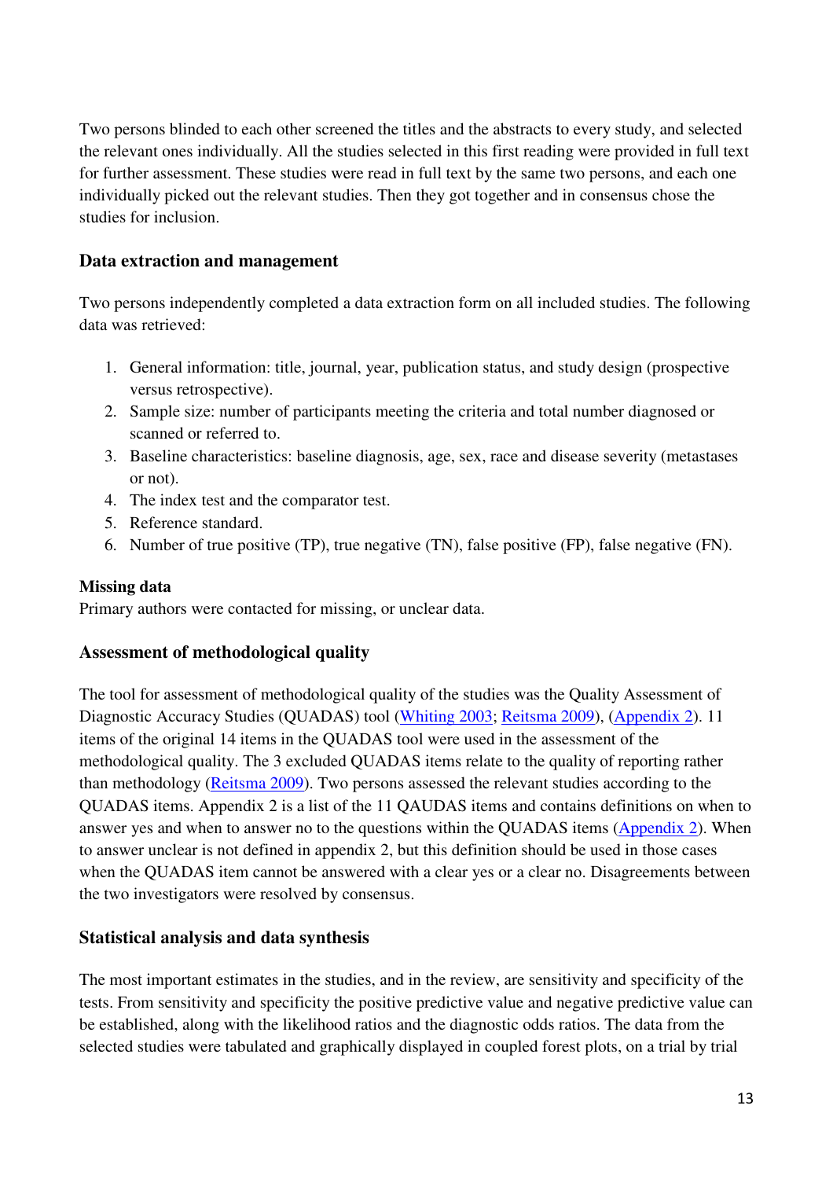Two persons blinded to each other screened the titles and the abstracts to every study, and selected the relevant ones individually. All the studies selected in this first reading were provided in full text for further assessment. These studies were read in full text by the same two persons, and each one individually picked out the relevant studies. Then they got together and in consensus chose the studies for inclusion.

### Data extraction and management

Two persons independently completed a data extraction form on all included studies. The following data was retrieved:

1. General information: title, journal, year, publication status, and study design (prospective versus retrospective).
2. Sample size: number of participants meeting the criteria and total number diagnosed or scanned or referred to.
3. Baseline characteristics: baseline diagnosis, age, sex, race and disease severity (metastases or not).
4. The index test and the comparator test.
5. Reference standard.
6. Number of true positive (TP), true negative (TN), false positive (FP), false negative (FN).

**Missing data**

Primary authors were contacted for missing, or unclear data.

### Assessment of methodological quality

The tool for assessment of methodological quality of the studies was the Quality Assessment of Diagnostic Accuracy Studies (QUADAS) tool (Whiting 2003; Reitsma 2009), (Appendix 2). 11 items of the original 14 items in the QUADAS tool were used in the assessment of the methodological quality. The 3 excluded QUADAS items relate to the quality of reporting rather than methodology (Reitsma 2009). Two persons assessed the relevant studies according to the QUADAS items. Appendix 2 is a list of the 11 QAUDAS items and contains definitions on when to answer yes and when to answer no to the questions within the QUADAS items (Appendix 2). When to answer unclear is not defined in appendix 2, but this definition should be used in those cases when the QUADAS item cannot be answered with a clear yes or a clear no. Disagreements between the two investigators were resolved by consensus.

### Statistical analysis and data synthesis

The most important estimates in the studies, and in the review, are sensitivity and specificity of the tests. From sensitivity and specificity the positive predictive value and negative predictive value can be established, along with the likelihood ratios and the diagnostic odds ratios. The data from the selected studies were tabulated and graphically displayed in coupled forest plots, on a trial by trial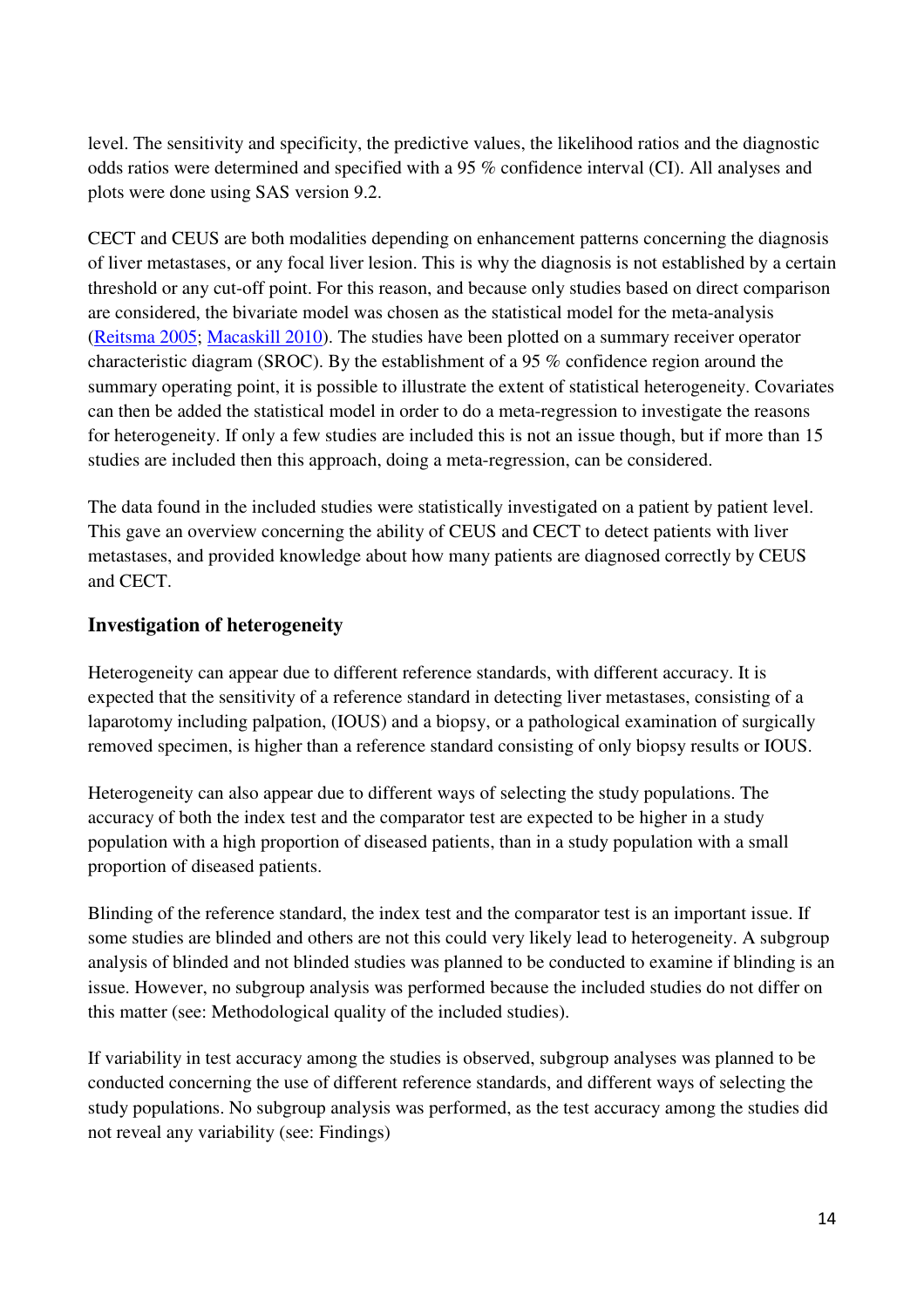level. The sensitivity and specificity, the predictive values, the likelihood ratios and the diagnostic odds ratios were determined and specified with a 95 % confidence interval (CI). All analyses and plots were done using SAS version 9.2.

CECT and CEUS are both modalities depending on enhancement patterns concerning the diagnosis of liver metastases, or any focal liver lesion. This is why the diagnosis is not established by a certain threshold or any cut-off point. For this reason, and because only studies based on direct comparison are considered, the bivariate model was chosen as the statistical model for the meta-analysis (Reitsma 2005; Macaskill 2010). The studies have been plotted on a summary receiver operator characteristic diagram (SROC). By the establishment of a 95 % confidence region around the summary operating point, it is possible to illustrate the extent of statistical heterogeneity. Covariates can then be added the statistical model in order to do a meta-regression to investigate the reasons for heterogeneity. If only a few studies are included this is not an issue though, but if more than 15 studies are included then this approach, doing a meta-regression, can be considered.

The data found in the included studies were statistically investigated on a patient by patient level. This gave an overview concerning the ability of CEUS and CECT to detect patients with liver metastases, and provided knowledge about how many patients are diagnosed correctly by CEUS and CECT.

## Investigation of heterogeneity

Heterogeneity can appear due to different reference standards, with different accuracy. It is expected that the sensitivity of a reference standard in detecting liver metastases, consisting of a laparotomy including palpation, (IOUS) and a biopsy, or a pathological examination of surgically removed specimen, is higher than a reference standard consisting of only biopsy results or IOUS.

Heterogeneity can also appear due to different ways of selecting the study populations. The accuracy of both the index test and the comparator test are expected to be higher in a study population with a high proportion of diseased patients, than in a study population with a small proportion of diseased patients.

Blinding of the reference standard, the index test and the comparator test is an important issue. If some studies are blinded and others are not this could very likely lead to heterogeneity. A subgroup analysis of blinded and not blinded studies was planned to be conducted to examine if blinding is an issue. However, no subgroup analysis was performed because the included studies do not differ on this matter (see: Methodological quality of the included studies).

If variability in test accuracy among the studies is observed, subgroup analyses was planned to be conducted concerning the use of different reference standards, and different ways of selecting the study populations. No subgroup analysis was performed, as the test accuracy among the studies did not reveal any variability (see: Findings)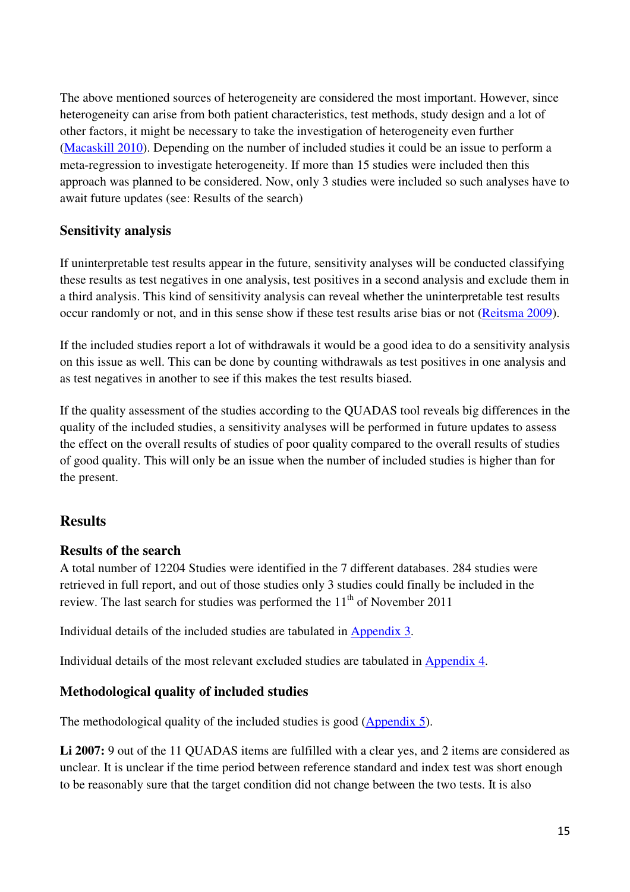The above mentioned sources of heterogeneity are considered the most important. However, since heterogeneity can arise from both patient characteristics, test methods, study design and a lot of other factors, it might be necessary to take the investigation of heterogeneity even further (Macaskill 2010). Depending on the number of included studies it could be an issue to perform a meta-regression to investigate heterogeneity. If more than 15 studies were included then this approach was planned to be considered. Now, only 3 studies were included so such analyses have to await future updates (see: Results of the search)

### Sensitivity analysis

If uninterpretable test results appear in the future, sensitivity analyses will be conducted classifying these results as test negatives in one analysis, test positives in a second analysis and exclude them in a third analysis. This kind of sensitivity analysis can reveal whether the uninterpretable test results occur randomly or not, and in this sense show if these test results arise bias or not (Reitsma 2009).

If the included studies report a lot of withdrawals it would be a good idea to do a sensitivity analysis on this issue as well. This can be done by counting withdrawals as test positives in one analysis and as test negatives in another to see if this makes the test results biased.

If the quality assessment of the studies according to the QUADAS tool reveals big differences in the quality of the included studies, a sensitivity analyses will be performed in future updates to assess the effect on the overall results of studies of poor quality compared to the overall results of studies of good quality. This will only be an issue when the number of included studies is higher than for the present.

## Results

### Results of the search

A total number of 12204 Studies were identified in the 7 different databases. 284 studies were retrieved in full report, and out of those studies only 3 studies could finally be included in the review. The last search for studies was performed the 11th of November 2011

Individual details of the included studies are tabulated in Appendix 3.

Individual details of the most relevant excluded studies are tabulated in Appendix 4.

### Methodological quality of included studies

The methodological quality of the included studies is good (Appendix 5).

**Li 2007:** 9 out of the 11 QUADAS items are fulfilled with a clear yes, and 2 items are considered as unclear. It is unclear if the time period between reference standard and index test was short enough to be reasonably sure that the target condition did not change between the two tests. It is also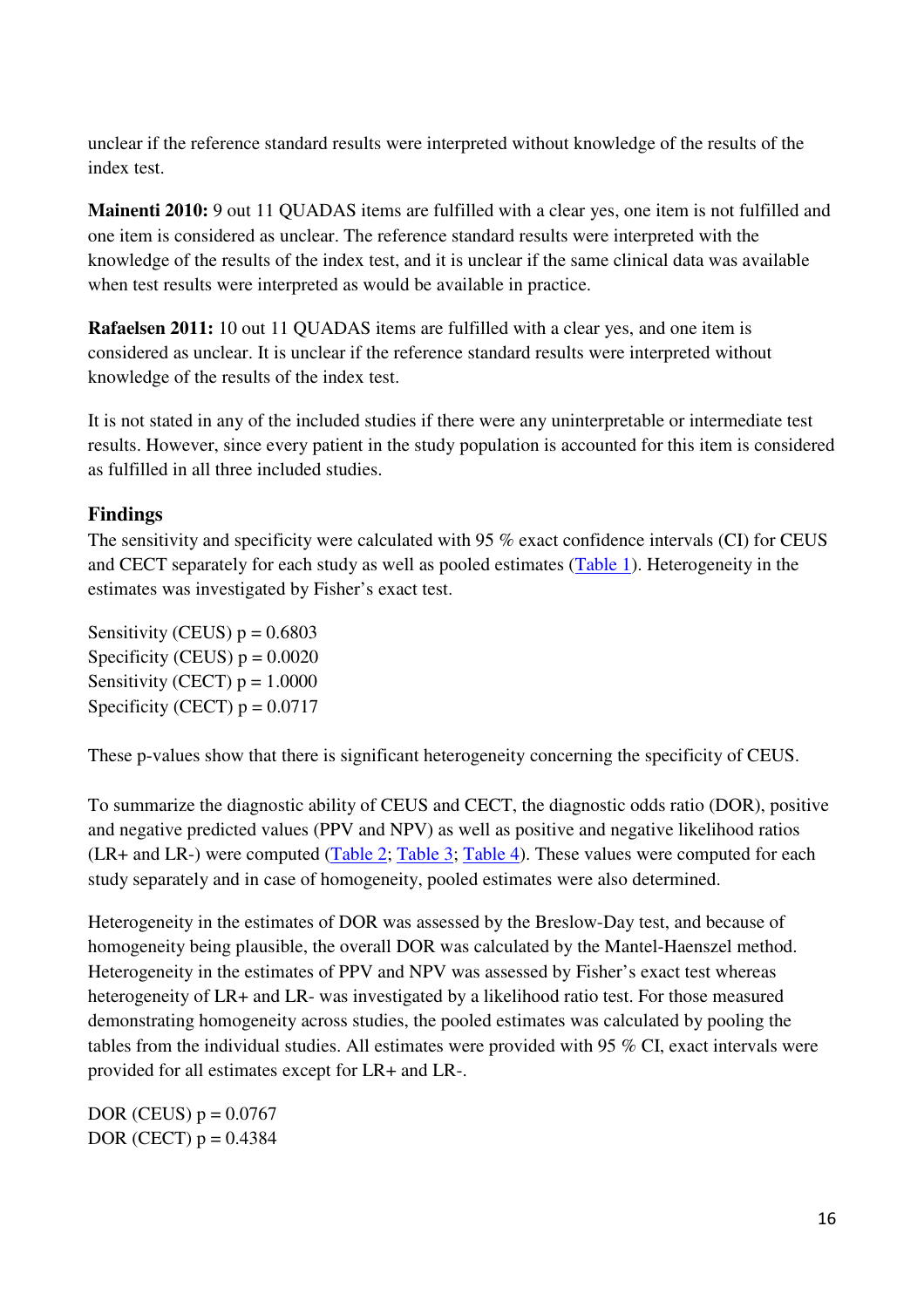unclear if the reference standard results were interpreted without knowledge of the results of the index test.

**Mainenti 2010:** 9 out 11 QUADAS items are fulfilled with a clear yes, one item is not fulfilled and one item is considered as unclear. The reference standard results were interpreted with the knowledge of the results of the index test, and it is unclear if the same clinical data was available when test results were interpreted as would be available in practice.

**Rafaelsen 2011:** 10 out 11 QUADAS items are fulfilled with a clear yes, and one item is considered as unclear. It is unclear if the reference standard results were interpreted without knowledge of the results of the index test.

It is not stated in any of the included studies if there were any uninterpretable or intermediate test results. However, since every patient in the study population is accounted for this item is considered as fulfilled in all three included studies.

### Findings

The sensitivity and specificity were calculated with 95 % exact confidence intervals (CI) for CEUS and CECT separately for each study as well as pooled estimates (Table 1). Heterogeneity in the estimates was investigated by Fisher's exact test.

Sensitivity (CEUS) $p = 0.6803$
Specificity (CEUS) $p = 0.0020$
Sensitivity (CECT) $p = 1.0000$
Specificity (CECT) $p = 0.0717$

These p-values show that there is significant heterogeneity concerning the specificity of CEUS.

To summarize the diagnostic ability of CEUS and CECT, the diagnostic odds ratio (DOR), positive and negative predicted values (PPV and NPV) as well as positive and negative likelihood ratios (LR+ and LR-) were computed (Table 2; Table 3; Table 4). These values were computed for each study separately and in case of homogeneity, pooled estimates were also determined.

Heterogeneity in the estimates of DOR was assessed by the Breslow-Day test, and because of homogeneity being plausible, the overall DOR was calculated by the Mantel-Haenszel method. Heterogeneity in the estimates of PPV and NPV was assessed by Fisher's exact test whereas heterogeneity of LR+ and LR- was investigated by a likelihood ratio test. For those measured demonstrating homogeneity across studies, the pooled estimates was calculated by pooling the tables from the individual studies. All estimates were provided with 95 % CI, exact intervals were provided for all estimates except for LR+ and LR-.

DOR (CEUS) $p = 0.0767$
DOR (CECT) $p = 0.4384$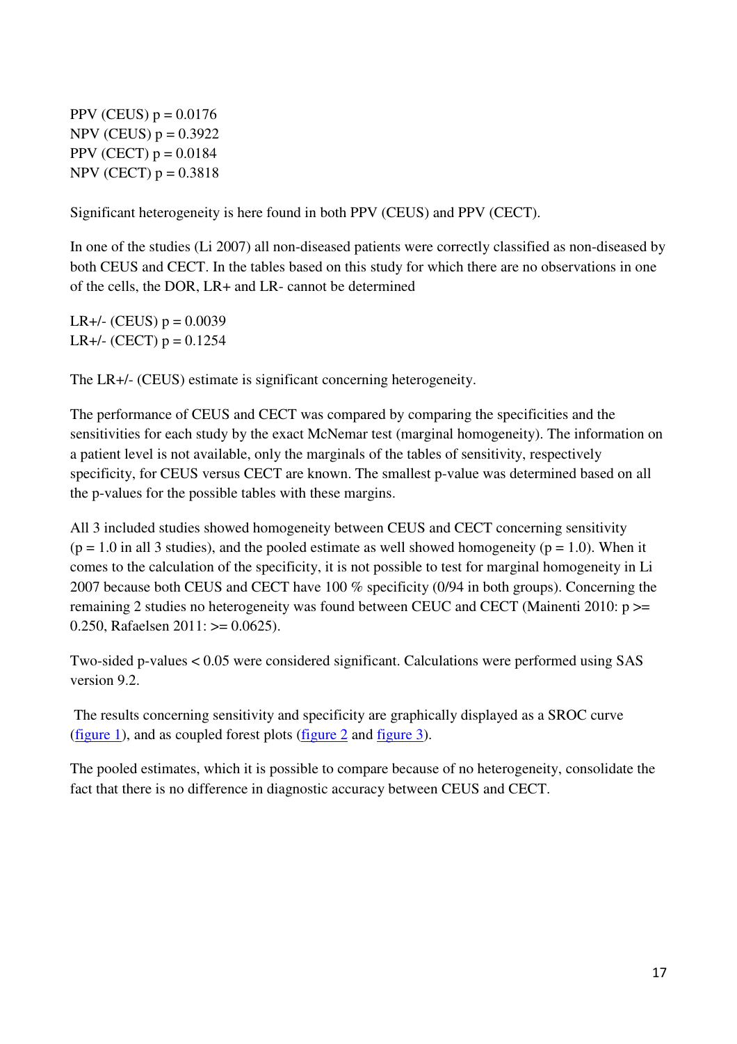PPV (CEUS) $p = 0.0176$
NPV (CEUS) $p = 0.3922$
PPV (CECT) $p = 0.0184$
NPV (CECT) $p = 0.3818$

Significant heterogeneity is here found in both PPV (CEUS) and PPV (CECT).

In one of the studies (Li 2007) all non-diseased patients were correctly classified as non-diseased by both CEUS and CECT. In the tables based on this study for which there are no observations in one of the cells, the DOR, LR+ and LR- cannot be determined

LR+/- (CEUS) $p = 0.0039$
LR+/- (CECT) $p = 0.1254$

The LR+/- (CEUS) estimate is significant concerning heterogeneity.

The performance of CEUS and CECT was compared by comparing the specificities and the sensitivities for each study by the exact McNemar test (marginal homogeneity). The information on a patient level is not available, only the marginals of the tables of sensitivity, respectively specificity, for CEUS versus CECT are known. The smallest p-value was determined based on all the p-values for the possible tables with these margins.

All 3 included studies showed homogeneity between CEUS and CECT concerning sensitivity ($p = 1.0$ in all 3 studies), and the pooled estimate as well showed homogeneity ($p = 1.0$). When it comes to the calculation of the specificity, it is not possible to test for marginal homogeneity in Li 2007 because both CEUS and CECT have 100 % specificity (0/94 in both groups). Concerning the remaining 2 studies no heterogeneity was found between CEUC and CECT (Mainenti 2010: $p \geq 0.250$, Rafaelsen 2011: $\geq 0.0625$).

Two-sided p-values < 0.05 were considered significant. Calculations were performed using SAS version 9.2.

The results concerning sensitivity and specificity are graphically displayed as a SROC curve (figure 1), and as coupled forest plots (figure 2 and figure 3).

The pooled estimates, which it is possible to compare because of no heterogeneity, consolidate the fact that there is no difference in diagnostic accuracy between CEUS and CECT.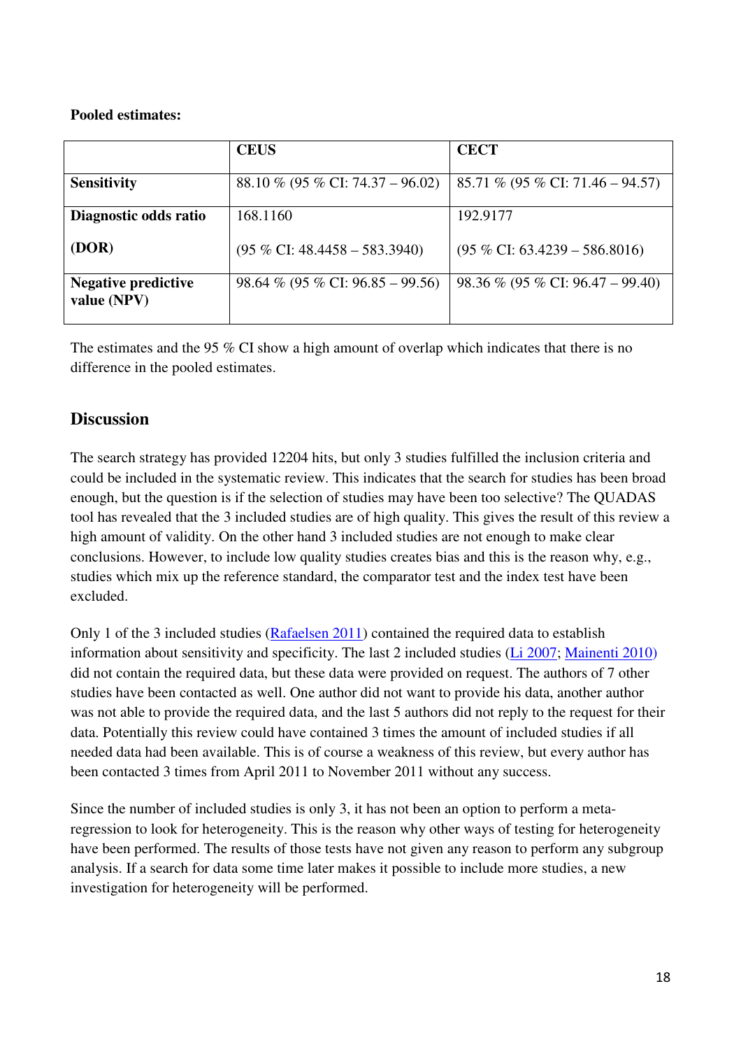**Pooled estimates:**

| | CEUS | CECT |
|---|---|---|
| **Sensitivity** | 88.10 % (95 % CI: 74.37 – 96.02) | 85.71 % (95 % CI: 71.46 – 94.57) |
| **Diagnostic odds ratio (DOR)** | 168.1160 (95 % CI: 48.4458 – 583.3940) | 192.9177 (95 % CI: 63.4239 – 586.8016) |
| **Negative predictive value (NPV)** | 98.64 % (95 % CI: 96.85 – 99.56) | 98.36 % (95 % CI: 96.47 – 99.40) |

The estimates and the 95 % CI show a high amount of overlap which indicates that there is no difference in the pooled estimates.

## Discussion

The search strategy has provided 12204 hits, but only 3 studies fulfilled the inclusion criteria and could be included in the systematic review. This indicates that the search for studies has been broad enough, but the question is if the selection of studies may have been too selective? The QUADAS tool has revealed that the 3 included studies are of high quality. This gives the result of this review a high amount of validity. On the other hand 3 included studies are not enough to make clear conclusions. However, to include low quality studies creates bias and this is the reason why, e.g., studies which mix up the reference standard, the comparator test and the index test have been excluded.

Only 1 of the 3 included studies (Rafaelsen 2011) contained the required data to establish information about sensitivity and specificity. The last 2 included studies (Li 2007; Mainenti 2010) did not contain the required data, but these data were provided on request. The authors of 7 other studies have been contacted as well. One author did not want to provide his data, another author was not able to provide the required data, and the last 5 authors did not reply to the request for their data. Potentially this review could have contained 3 times the amount of included studies if all needed data had been available. This is of course a weakness of this review, but every author has been contacted 3 times from April 2011 to November 2011 without any success.

Since the number of included studies is only 3, it has not been an option to perform a meta-regression to look for heterogeneity. This is the reason why other ways of testing for heterogeneity have been performed. The results of those tests have not given any reason to perform any subgroup analysis. If a search for data some time later makes it possible to include more studies, a new investigation for heterogeneity will be performed.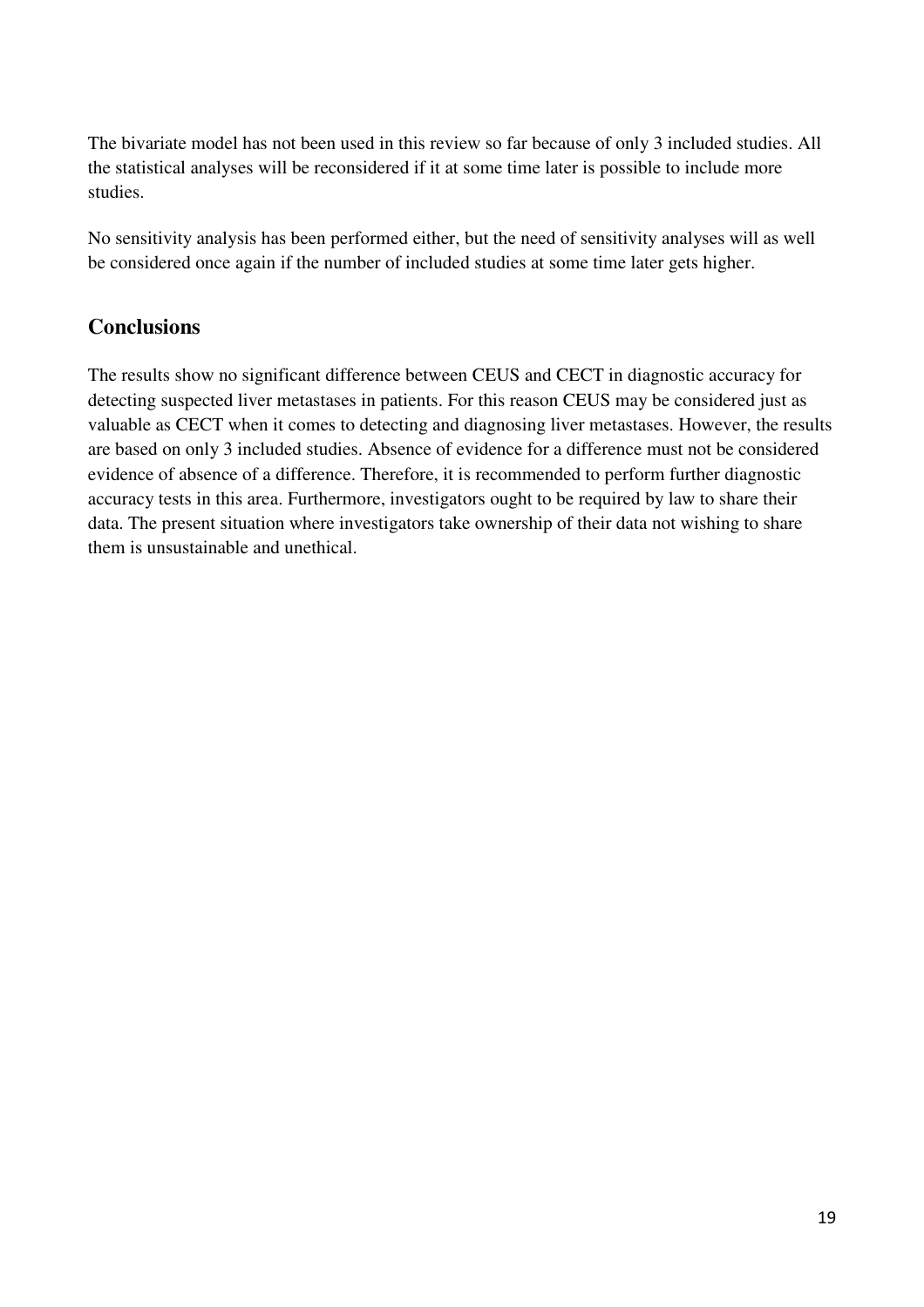The bivariate model has not been used in this review so far because of only 3 included studies. All the statistical analyses will be reconsidered if it at some time later is possible to include more studies.

No sensitivity analysis has been performed either, but the need of sensitivity analyses will as well be considered once again if the number of included studies at some time later gets higher.

## Conclusions

The results show no significant difference between CEUS and CECT in diagnostic accuracy for detecting suspected liver metastases in patients. For this reason CEUS may be considered just as valuable as CECT when it comes to detecting and diagnosing liver metastases. However, the results are based on only 3 included studies. Absence of evidence for a difference must not be considered evidence of absence of a difference. Therefore, it is recommended to perform further diagnostic accuracy tests in this area. Furthermore, investigators ought to be required by law to share their data. The present situation where investigators take ownership of their data not wishing to share them is unsustainable and unethical.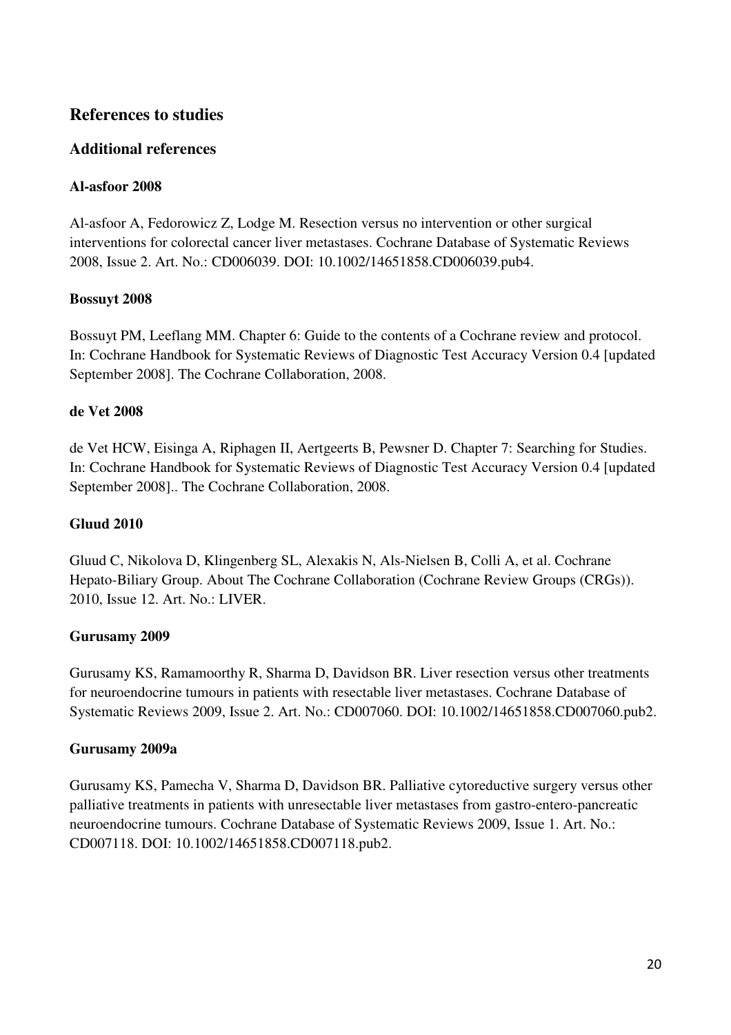## References to studies

### Additional references

#### Al-asfoor 2008

Al-asfoor A, Fedorowicz Z, Lodge M. Resection versus no intervention or other surgical interventions for colorectal cancer liver metastases. Cochrane Database of Systematic Reviews 2008, Issue 2. Art. No.: CD006039. DOI: 10.1002/14651858.CD006039.pub4.

#### Bossuyt 2008

Bossuyt PM, Leeflang MM. Chapter 6: Guide to the contents of a Cochrane review and protocol. In: Cochrane Handbook for Systematic Reviews of Diagnostic Test Accuracy Version 0.4 [updated September 2008]. The Cochrane Collaboration, 2008.

#### de Vet 2008

de Vet HCW, Eisinga A, Riphagen II, Aertgeerts B, Pewsner D. Chapter 7: Searching for Studies. In: Cochrane Handbook for Systematic Reviews of Diagnostic Test Accuracy Version 0.4 [updated September 2008].. The Cochrane Collaboration, 2008.

#### Gluud 2010

Gluud C, Nikolova D, Klingenberg SL, Alexakis N, Als-Nielsen B, Colli A, et al. Cochrane Hepato-Biliary Group. About The Cochrane Collaboration (Cochrane Review Groups (CRGs)). 2010, Issue 12. Art. No.: LIVER.

#### Gurusamy 2009

Gurusamy KS, Ramamoorthy R, Sharma D, Davidson BR. Liver resection versus other treatments for neuroendocrine tumours in patients with resectable liver metastases. Cochrane Database of Systematic Reviews 2009, Issue 2. Art. No.: CD007060. DOI: 10.1002/14651858.CD007060.pub2.

#### Gurusamy 2009a

Gurusamy KS, Pamecha V, Sharma D, Davidson BR. Palliative cytoreductive surgery versus other palliative treatments in patients with unresectable liver metastases from gastro-entero-pancreatic neuroendocrine tumours. Cochrane Database of Systematic Reviews 2009, Issue 1. Art. No.: CD007118. DOI: 10.1002/14651858.CD007118.pub2.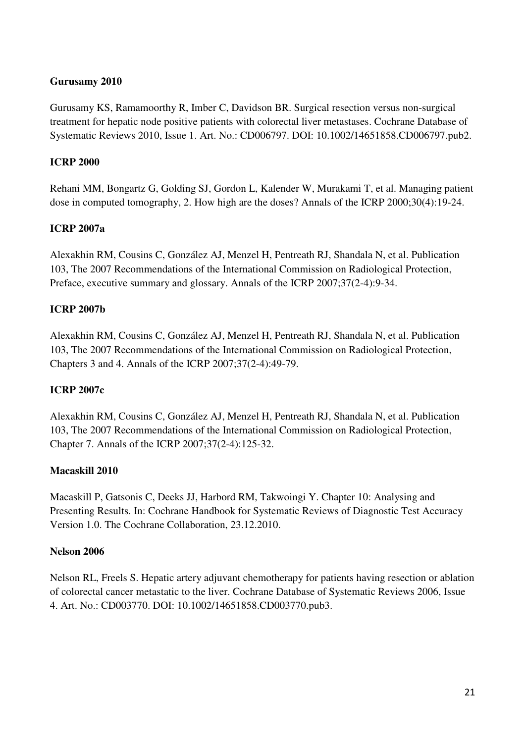**Gurusamy 2010**

Gurusamy KS, Ramamoorthy R, Imber C, Davidson BR. Surgical resection versus non-surgical treatment for hepatic node positive patients with colorectal liver metastases. Cochrane Database of Systematic Reviews 2010, Issue 1. Art. No.: CD006797. DOI: 10.1002/14651858.CD006797.pub2.

**ICRP 2000**

Rehani MM, Bongartz G, Golding SJ, Gordon L, Kalender W, Murakami T, et al. Managing patient dose in computed tomography, 2. How high are the doses? Annals of the ICRP 2000;30(4):19-24.

**ICRP 2007a**

Alexakhin RM, Cousins C, González AJ, Menzel H, Pentreath RJ, Shandala N, et al. Publication 103, The 2007 Recommendations of the International Commission on Radiological Protection, Preface, executive summary and glossary. Annals of the ICRP 2007;37(2-4):9-34.

**ICRP 2007b**

Alexakhin RM, Cousins C, González AJ, Menzel H, Pentreath RJ, Shandala N, et al. Publication 103, The 2007 Recommendations of the International Commission on Radiological Protection, Chapters 3 and 4. Annals of the ICRP 2007;37(2-4):49-79.

**ICRP 2007c**

Alexakhin RM, Cousins C, González AJ, Menzel H, Pentreath RJ, Shandala N, et al. Publication 103, The 2007 Recommendations of the International Commission on Radiological Protection, Chapter 7. Annals of the ICRP 2007;37(2-4):125-32.

**Macaskill 2010**

Macaskill P, Gatsonis C, Deeks JJ, Harbord RM, Takwoingi Y. Chapter 10: Analysing and Presenting Results. In: Cochrane Handbook for Systematic Reviews of Diagnostic Test Accuracy Version 1.0. The Cochrane Collaboration, 23.12.2010.

**Nelson 2006**

Nelson RL, Freels S. Hepatic artery adjuvant chemotherapy for patients having resection or ablation of colorectal cancer metastatic to the liver. Cochrane Database of Systematic Reviews 2006, Issue 4. Art. No.: CD003770. DOI: 10.1002/14651858.CD003770.pub3.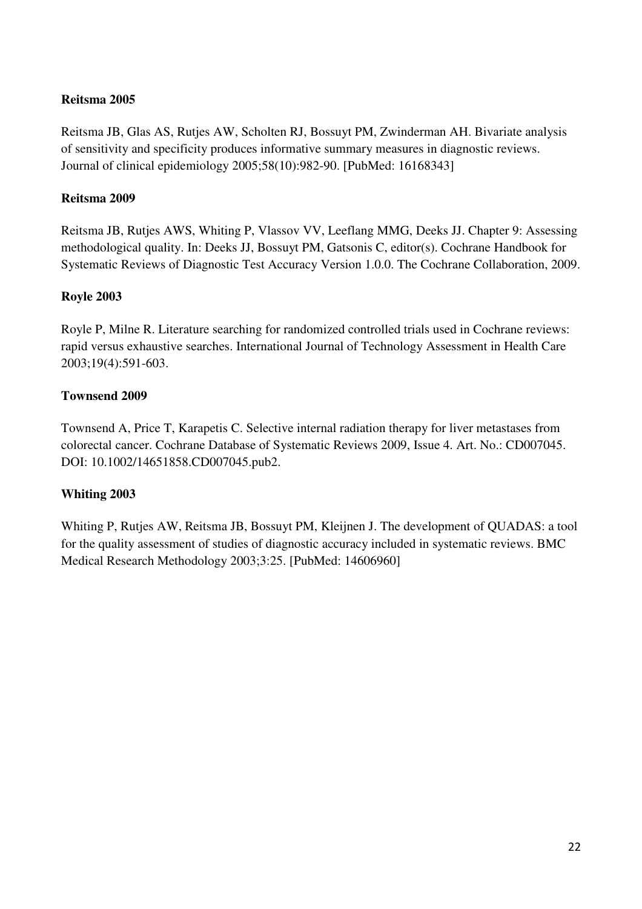**Reitsma 2005**

Reitsma JB, Glas AS, Rutjes AW, Scholten RJ, Bossuyt PM, Zwinderman AH. Bivariate analysis of sensitivity and specificity produces informative summary measures in diagnostic reviews. Journal of clinical epidemiology 2005;58(10):982-90. [PubMed: 16168343]

**Reitsma 2009**

Reitsma JB, Rutjes AWS, Whiting P, Vlassov VV, Leeflang MMG, Deeks JJ. Chapter 9: Assessing methodological quality. In: Deeks JJ, Bossuyt PM, Gatsonis C, editor(s). Cochrane Handbook for Systematic Reviews of Diagnostic Test Accuracy Version 1.0.0. The Cochrane Collaboration, 2009.

**Royle 2003**

Royle P, Milne R. Literature searching for randomized controlled trials used in Cochrane reviews: rapid versus exhaustive searches. International Journal of Technology Assessment in Health Care 2003;19(4):591-603.

**Townsend 2009**

Townsend A, Price T, Karapetis C. Selective internal radiation therapy for liver metastases from colorectal cancer. Cochrane Database of Systematic Reviews 2009, Issue 4. Art. No.: CD007045. DOI: 10.1002/14651858.CD007045.pub2.

**Whiting 2003**

Whiting P, Rutjes AW, Reitsma JB, Bossuyt PM, Kleijnen J. The development of QUADAS: a tool for the quality assessment of studies of diagnostic accuracy included in systematic reviews. BMC Medical Research Methodology 2003;3:25. [PubMed: 14606960]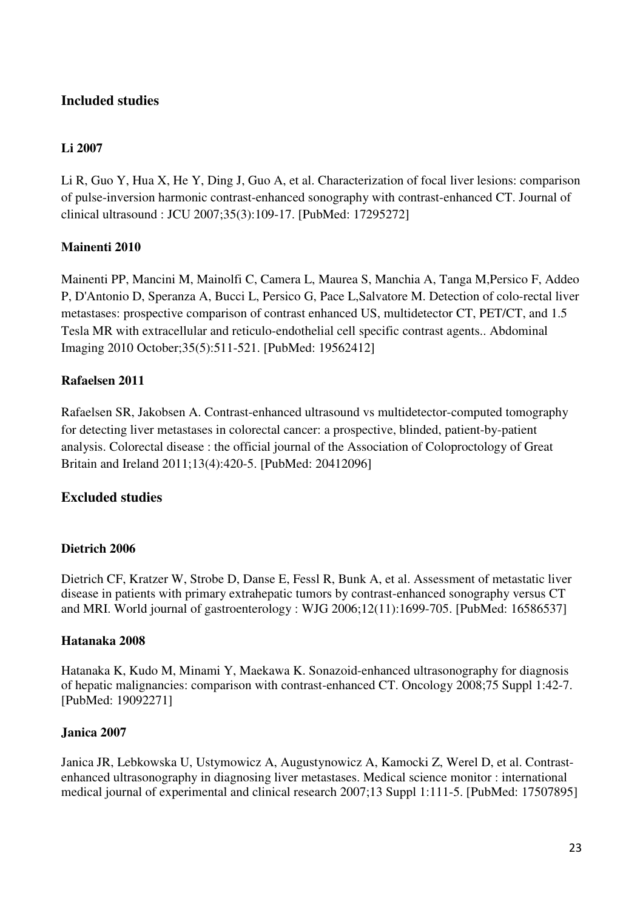## Included studies

### Li 2007

Li R, Guo Y, Hua X, He Y, Ding J, Guo A, et al. Characterization of focal liver lesions: comparison of pulse-inversion harmonic contrast-enhanced sonography with contrast-enhanced CT. Journal of clinical ultrasound : JCU 2007;35(3):109-17. [PubMed: 17295272]

### Mainenti 2010

Mainenti PP, Mancini M, Mainolfi C, Camera L, Maurea S, Manchia A, Tanga M,Persico F, Addeo P, D'Antonio D, Speranza A, Bucci L, Persico G, Pace L,Salvatore M. Detection of colo-rectal liver metastases: prospective comparison of contrast enhanced US, multidetector CT, PET/CT, and 1.5 Tesla MR with extracellular and reticulo-endothelial cell specific contrast agents.. Abdominal Imaging 2010 October;35(5):511-521. [PubMed: 19562412]

### Rafaelsen 2011

Rafaelsen SR, Jakobsen A. Contrast-enhanced ultrasound vs multidetector-computed tomography for detecting liver metastases in colorectal cancer: a prospective, blinded, patient-by-patient analysis. Colorectal disease : the official journal of the Association of Coloproctology of Great Britain and Ireland 2011;13(4):420-5. [PubMed: 20412096]

## Excluded studies

### Dietrich 2006

Dietrich CF, Kratzer W, Strobe D, Danse E, Fessl R, Bunk A, et al. Assessment of metastatic liver disease in patients with primary extrahepatic tumors by contrast-enhanced sonography versus CT and MRI. World journal of gastroenterology : WJG 2006;12(11):1699-705. [PubMed: 16586537]

### Hatanaka 2008

Hatanaka K, Kudo M, Minami Y, Maekawa K. Sonazoid-enhanced ultrasonography for diagnosis of hepatic malignancies: comparison with contrast-enhanced CT. Oncology 2008;75 Suppl 1:42-7. [PubMed: 19092271]

### Janica 2007

Janica JR, Lebkowska U, Ustymowicz A, Augustynowicz A, Kamocki Z, Werel D, et al. Contrast-enhanced ultrasonography in diagnosing liver metastases. Medical science monitor : international medical journal of experimental and clinical research 2007;13 Suppl 1:111-5. [PubMed: 17507895]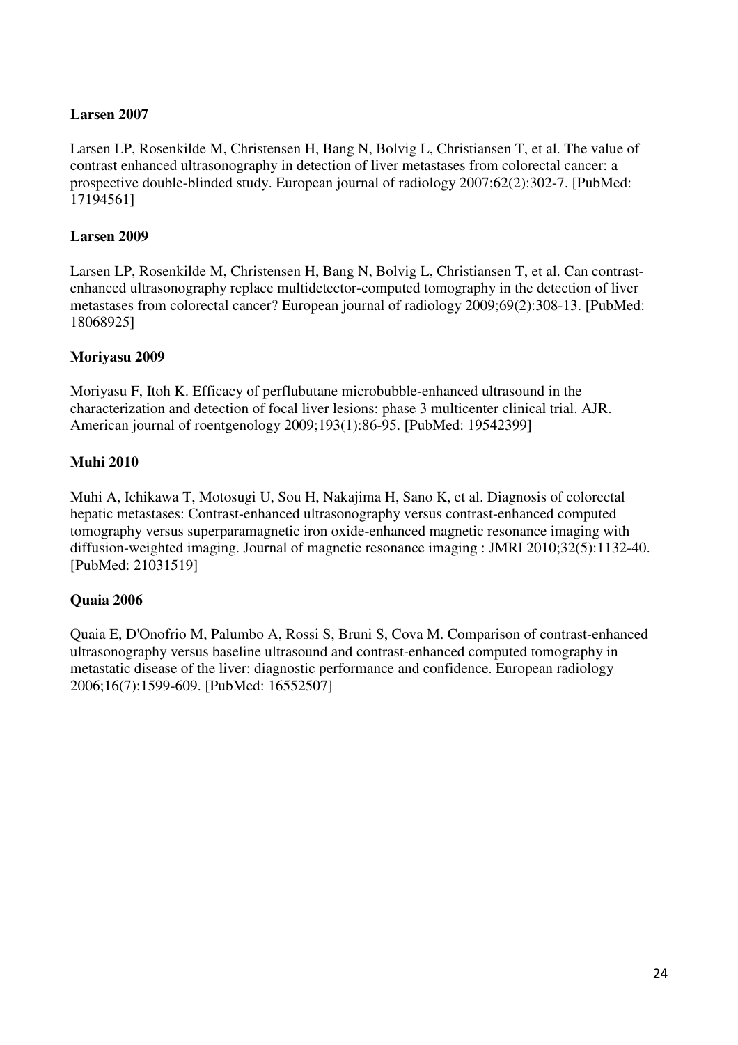**Larsen 2007**

Larsen LP, Rosenkilde M, Christensen H, Bang N, Bolvig L, Christiansen T, et al. The value of contrast enhanced ultrasonography in detection of liver metastases from colorectal cancer: a prospective double-blinded study. European journal of radiology 2007;62(2):302-7. [PubMed: 17194561]

**Larsen 2009**

Larsen LP, Rosenkilde M, Christensen H, Bang N, Bolvig L, Christiansen T, et al. Can contrast-enhanced ultrasonography replace multidetector-computed tomography in the detection of liver metastases from colorectal cancer? European journal of radiology 2009;69(2):308-13. [PubMed: 18068925]

**Moriyasu 2009**

Moriyasu F, Itoh K. Efficacy of perflubutane microbubble-enhanced ultrasound in the characterization and detection of focal liver lesions: phase 3 multicenter clinical trial. AJR. American journal of roentgenology 2009;193(1):86-95. [PubMed: 19542399]

**Muhi 2010**

Muhi A, Ichikawa T, Motosugi U, Sou H, Nakajima H, Sano K, et al. Diagnosis of colorectal hepatic metastases: Contrast-enhanced ultrasonography versus contrast-enhanced computed tomography versus superparamagnetic iron oxide-enhanced magnetic resonance imaging with diffusion-weighted imaging. Journal of magnetic resonance imaging : JMRI 2010;32(5):1132-40. [PubMed: 21031519]

**Quaia 2006**

Quaia E, D'Onofrio M, Palumbo A, Rossi S, Bruni S, Cova M. Comparison of contrast-enhanced ultrasonography versus baseline ultrasound and contrast-enhanced computed tomography in metastatic disease of the liver: diagnostic performance and confidence. European radiology 2006;16(7):1599-609. [PubMed: 16552507]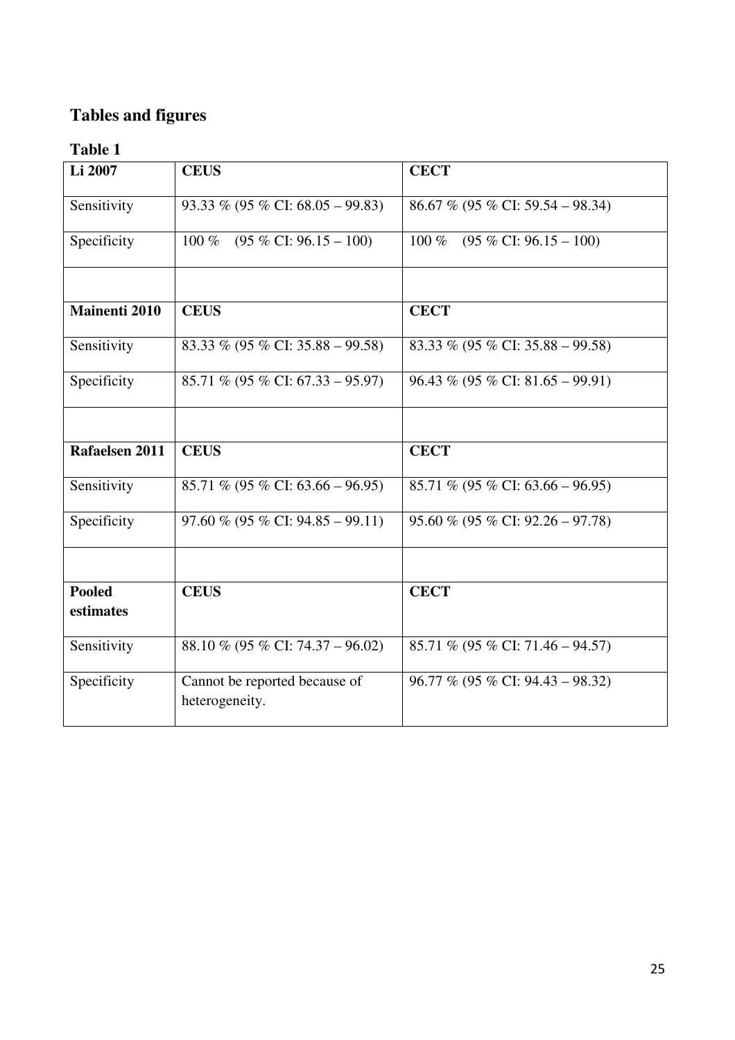## Tables and figures

### Table 1

| **Li 2007** | **CEUS** | **CECT** |
|---|---|---|
| Sensitivity | 93.33 % (95 % CI: 68.05 – 99.83) | 86.67 % (95 % CI: 59.54 – 98.34) |
| Specificity | 100 % (95 % CI: 96.15 – 100) | 100 % (95 % CI: 96.15 – 100) |
| | | |
| **Mainenti 2010** | **CEUS** | **CECT** |
| Sensitivity | 83.33 % (95 % CI: 35.88 – 99.58) | 83.33 % (95 % CI: 35.88 – 99.58) |
| Specificity | 85.71 % (95 % CI: 67.33 – 95.97) | 96.43 % (95 % CI: 81.65 – 99.91) |
| | | |
| **Rafaelsen 2011** | **CEUS** | **CECT** |
| Sensitivity | 85.71 % (95 % CI: 63.66 – 96.95) | 85.71 % (95 % CI: 63.66 – 96.95) |
| Specificity | 97.60 % (95 % CI: 94.85 – 99.11) | 95.60 % (95 % CI: 92.26 – 97.78) |
| | | |
| **Pooled estimates** | **CEUS** | **CECT** |
| Sensitivity | 88.10 % (95 % CI: 74.37 – 96.02) | 85.71 % (95 % CI: 71.46 – 94.57) |
| Specificity | Cannot be reported because of heterogeneity. | 96.77 % (95 % CI: 94.43 – 98.32) |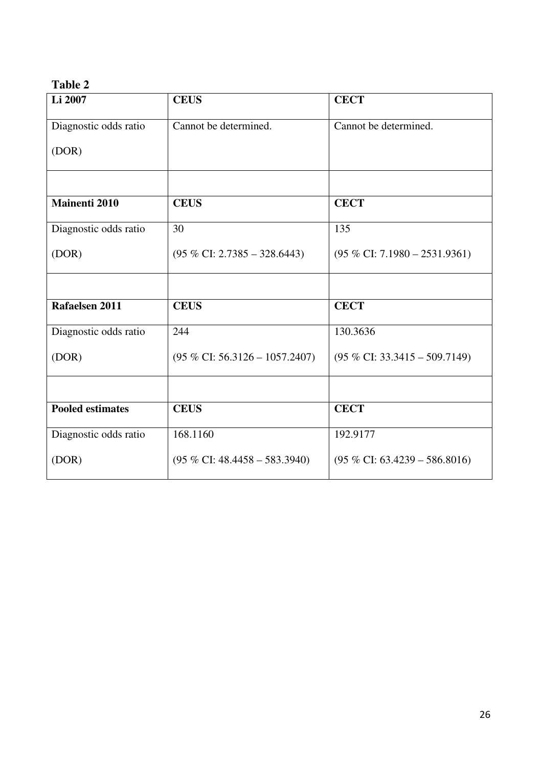**Table 2**

| **Li 2007** | **CEUS** | **CECT** |
|---|---|---|
| Diagnostic odds ratio (DOR) | Cannot be determined. | Cannot be determined. |
| | | |
| **Mainenti 2010** | **CEUS** | **CECT** |
| Diagnostic odds ratio (DOR) | 30 (95 % CI: 2.7385 – 328.6443) | 135 (95 % CI: 7.1980 – 2531.9361) |
| | | |
| **Rafaelsen 2011** | **CEUS** | **CECT** |
| Diagnostic odds ratio (DOR) | 244 (95 % CI: 56.3126 – 1057.2407) | 130.3636 (95 % CI: 33.3415 – 509.7149) |
| | | |
| **Pooled estimates** | **CEUS** | **CECT** |
| Diagnostic odds ratio (DOR) | 168.1160 (95 % CI: 48.4458 – 583.3940) | 192.9177 (95 % CI: 63.4239 – 586.8016) |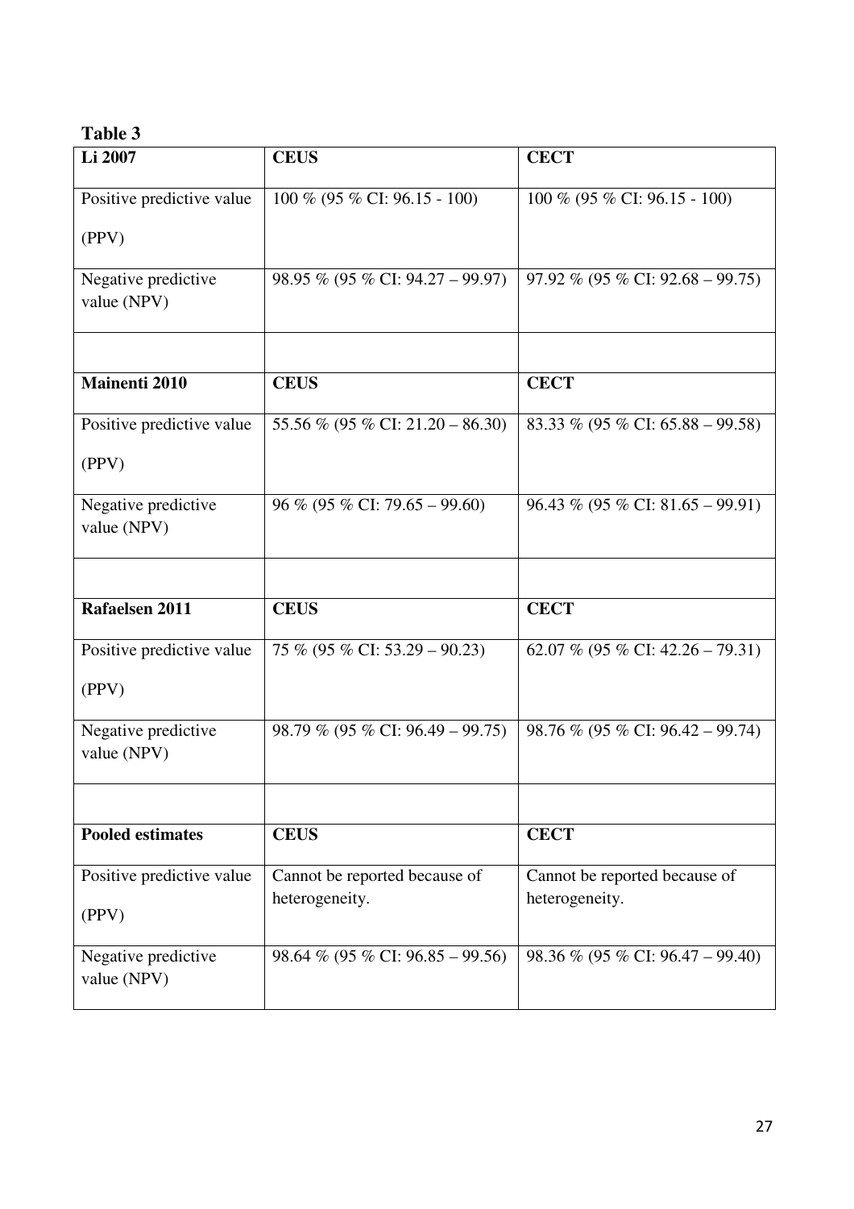**Table 3**

| Li 2007 | CEUS | CECT |
| --- | --- | --- |
| Positive predictive value (PPV) | 100 % (95 % CI: 96.15 - 100) | 100 % (95 % CI: 96.15 - 100) |
| Negative predictive value (NPV) | 98.95 % (95 % CI: 94.27 – 99.97) | 97.92 % (95 % CI: 92.68 – 99.75) |
| | | |
| **Mainenti 2010** | **CEUS** | **CECT** |
| Positive predictive value (PPV) | 55.56 % (95 % CI: 21.20 – 86.30) | 83.33 % (95 % CI: 65.88 – 99.58) |
| Negative predictive value (NPV) | 96 % (95 % CI: 79.65 – 99.60) | 96.43 % (95 % CI: 81.65 – 99.91) |
| | | |
| **Rafaelsen 2011** | **CEUS** | **CECT** |
| Positive predictive value (PPV) | 75 % (95 % CI: 53.29 – 90.23) | 62.07 % (95 % CI: 42.26 – 79.31) |
| Negative predictive value (NPV) | 98.79 % (95 % CI: 96.49 – 99.75) | 98.76 % (95 % CI: 96.42 – 99.74) |
| | | |
| **Pooled estimates** | **CEUS** | **CECT** |
| Positive predictive value (PPV) | Cannot be reported because of heterogeneity. | Cannot be reported because of heterogeneity. |
| Negative predictive value (NPV) | 98.64 % (95 % CI: 96.85 – 99.56) | 98.36 % (95 % CI: 96.47 – 99.40) |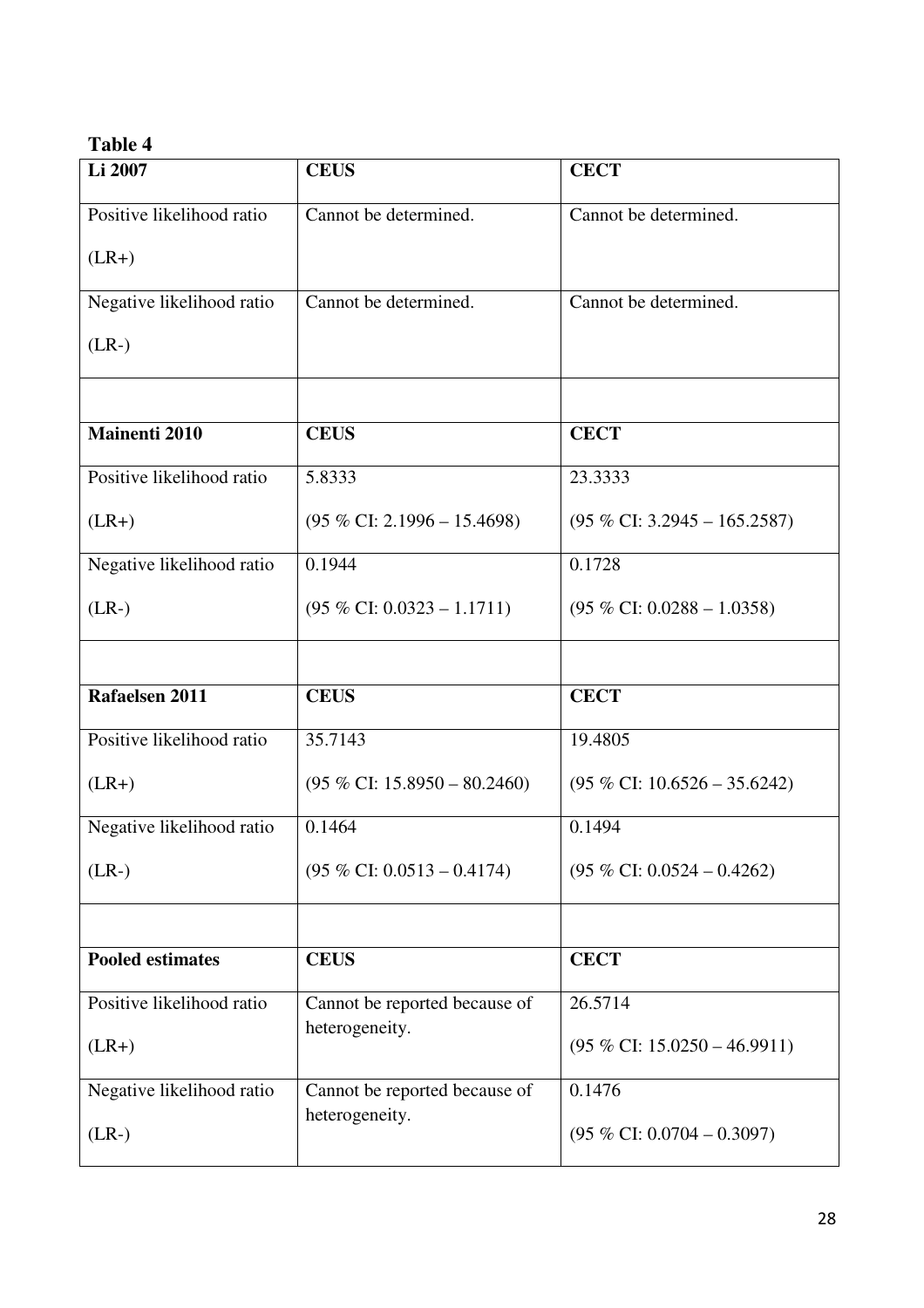**Table 4**

| Li 2007 | CEUS | CECT |
|---|---|---|
| Positive likelihood ratio (LR+) | Cannot be determined. | Cannot be determined. |
| Negative likelihood ratio (LR-) | Cannot be determined. | Cannot be determined. |
| | | |
| **Mainenti 2010** | **CEUS** | **CECT** |
| Positive likelihood ratio (LR+) | 5.8333 (95 % CI: 2.1996 – 15.4698) | 23.3333 (95 % CI: 3.2945 – 165.2587) |
| Negative likelihood ratio (LR-) | 0.1944 (95 % CI: 0.0323 – 1.1711) | 0.1728 (95 % CI: 0.0288 – 1.0358) |
| | | |
| **Rafaelsen 2011** | **CEUS** | **CECT** |
| Positive likelihood ratio (LR+) | 35.7143 (95 % CI: 15.8950 – 80.2460) | 19.4805 (95 % CI: 10.6526 – 35.6242) |
| Negative likelihood ratio (LR-) | 0.1464 (95 % CI: 0.0513 – 0.4174) | 0.1494 (95 % CI: 0.0524 – 0.4262) |
| | | |
| **Pooled estimates** | **CEUS** | **CECT** |
| Positive likelihood ratio (LR+) | Cannot be reported because of heterogeneity. | 26.5714 (95 % CI: 15.0250 – 46.9911) |
| Negative likelihood ratio (LR-) | Cannot be reported because of heterogeneity. | 0.1476 (95 % CI: 0.0704 – 0.3097) |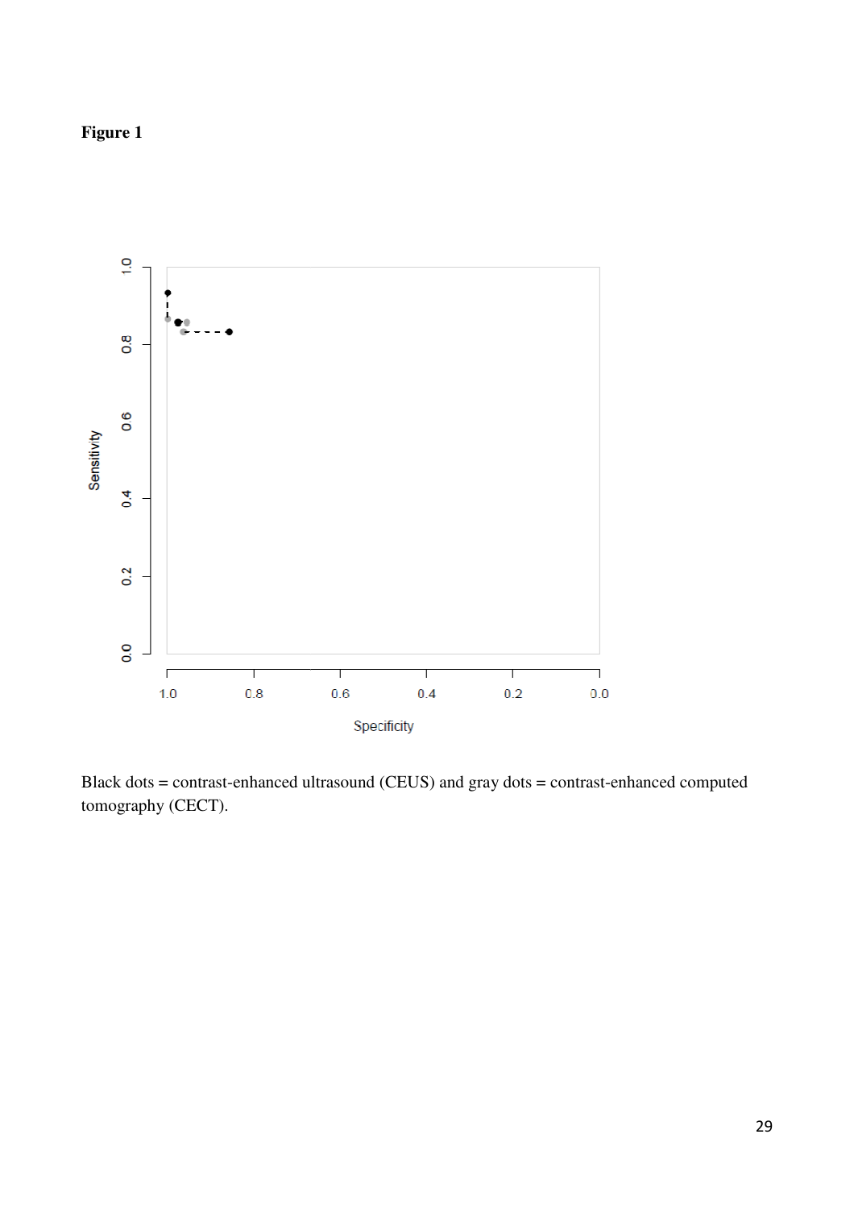**Figure 1**

Black dots = contrast-enhanced ultrasound (CEUS) and gray dots = contrast-enhanced computed tomography (CECT).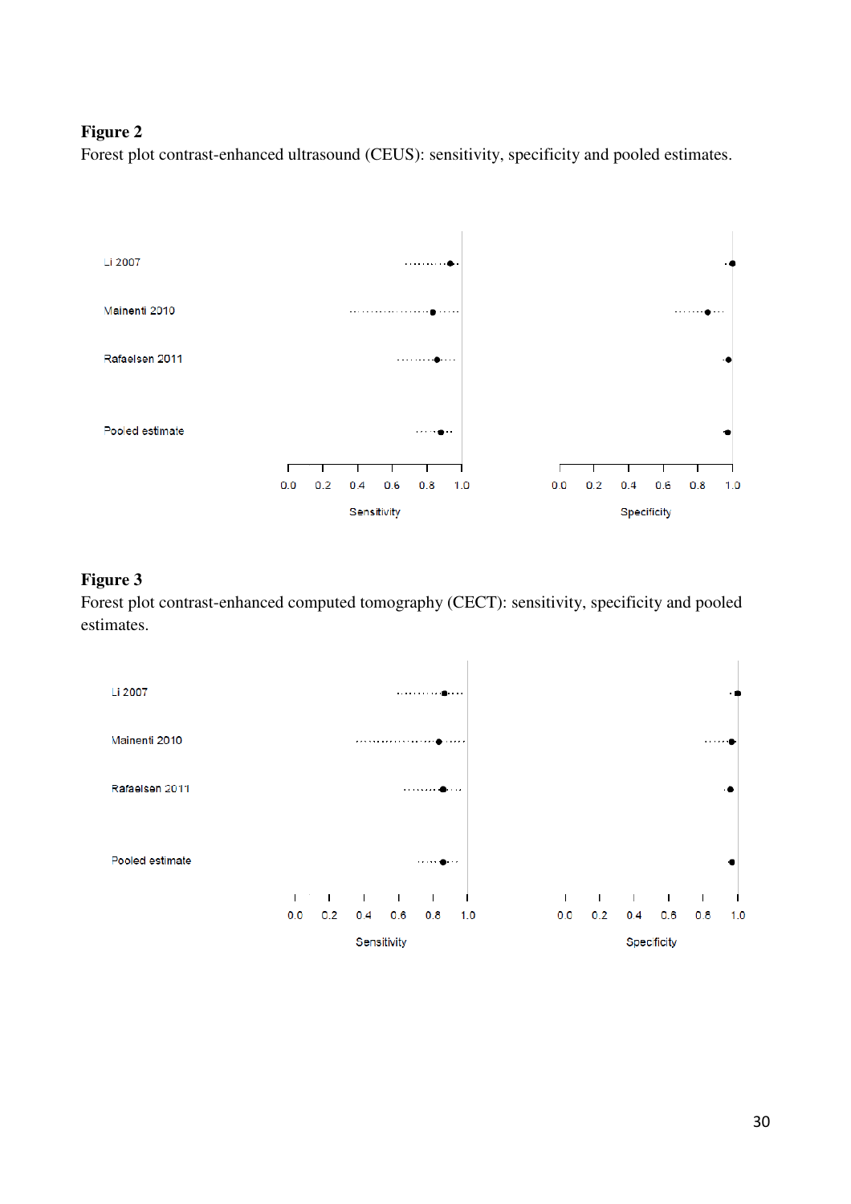**Figure 2**

Forest plot contrast-enhanced ultrasound (CEUS): sensitivity, specificity and pooled estimates.

Li 2007

Mainenti 2010

Rafaelsen 2011

Pooled estimate

0.0 0.2 0.4 0.6 0.8 1.0

Sensitivity

0.0 0.2 0.4 0.6 0.8 1.0

Specificity

**Figure 3**

Forest plot contrast-enhanced computed tomography (CECT): sensitivity, specificity and pooled estimates.

Li 2007

Mainenti 2010

Rafaelsen 2011

Pooled estimate

0.0 0.2 0.4 0.6 0.8 1.0

Sensitivity

0.0 0.2 0.4 0.6 0.8 1.0

Specificity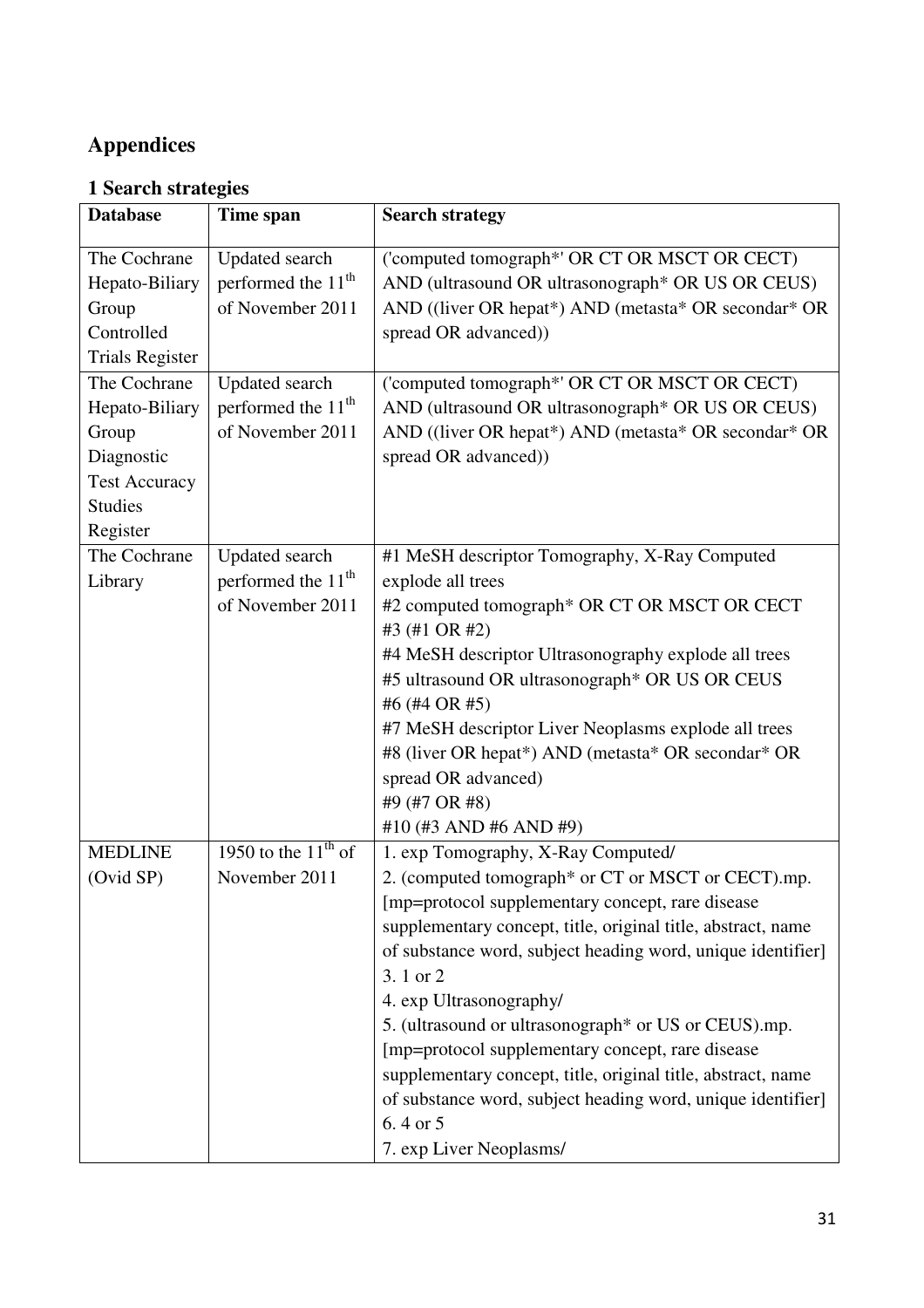# Appendices

## 1 Search strategies

| Database | Time span | Search strategy |
|---|---|---|
| The Cochrane Hepato-Biliary Group Controlled Trials Register | Updated search performed the 11th of November 2011 | ('computed tomograph*' OR CT OR MSCT OR CECT) AND (ultrasound OR ultrasonograph* OR US OR CEUS) AND ((liver OR hepat*) AND (metasta* OR secondar* OR spread OR advanced)) |
| The Cochrane Hepato-Biliary Group Diagnostic Test Accuracy Studies Register | Updated search performed the 11th of November 2011 | ('computed tomograph*' OR CT OR MSCT OR CECT) AND (ultrasound OR ultrasonograph* OR US OR CEUS) AND ((liver OR hepat*) AND (metasta* OR secondar* OR spread OR advanced)) |
| The Cochrane Library | Updated search performed the 11th of November 2011 | #1 MeSH descriptor Tomography, X-Ray Computed explode all trees<br>#2 computed tomograph* OR CT OR MSCT OR CECT<br>#3 (#1 OR #2)<br>#4 MeSH descriptor Ultrasonography explode all trees<br>#5 ultrasound OR ultrasonograph* OR US OR CEUS<br>#6 (#4 OR #5)<br>#7 MeSH descriptor Liver Neoplasms explode all trees<br>#8 (liver OR hepat*) AND (metasta* OR secondar* OR spread OR advanced)<br>#9 (#7 OR #8)<br>#10 (#3 AND #6 AND #9) |
| MEDLINE (Ovid SP) | 1950 to the 11th of November 2011 | 1. exp Tomography, X-Ray Computed/<br>2. (computed tomograph* or CT or MSCT or CECT).mp. [mp=protocol supplementary concept, rare disease supplementary concept, title, original title, abstract, name of substance word, subject heading word, unique identifier]<br>3. 1 or 2<br>4. exp Ultrasonography/<br>5. (ultrasound or ultrasonograph* or US or CEUS).mp. [mp=protocol supplementary concept, rare disease supplementary concept, title, original title, abstract, name of substance word, subject heading word, unique identifier]<br>6. 4 or 5<br>7. exp Liver Neoplasms/ |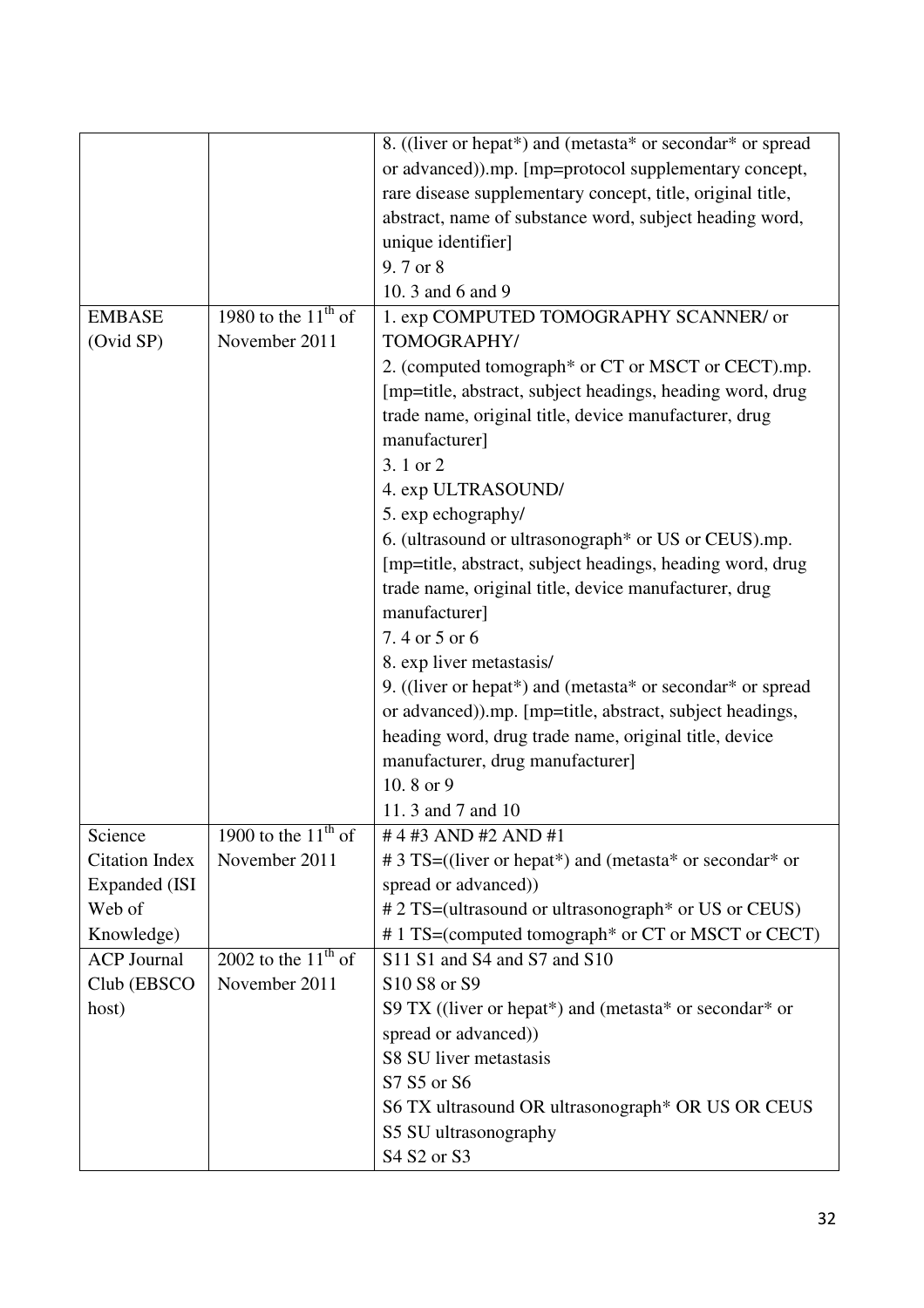| | | |
|---|---|---|
| | | 8. ((liver or hepat*) and (metasta* or secondar* or spread or advanced)).mp. [mp=protocol supplementary concept, rare disease supplementary concept, title, original title, abstract, name of substance word, subject heading word, unique identifier]<br>9. 7 or 8<br>10. 3 and 6 and 9 |
| EMBASE (Ovid SP) | 1980 to the 11th of November 2011 | 1. exp COMPUTED TOMOGRAPHY SCANNER/ or TOMOGRAPHY/<br>2. (computed tomograph* or CT or MSCT or CECT).mp. [mp=title, abstract, subject headings, heading word, drug trade name, original title, device manufacturer, drug manufacturer]<br>3. 1 or 2<br>4. exp ULTRASOUND/<br>5. exp echography/<br>6. (ultrasound or ultrasonograph* or US or CEUS).mp. [mp=title, abstract, subject headings, heading word, drug trade name, original title, device manufacturer, drug manufacturer]<br>7. 4 or 5 or 6<br>8. exp liver metastasis/<br>9. ((liver or hepat*) and (metasta* or secondar* or spread or advanced)).mp. [mp=title, abstract, subject headings, heading word, drug trade name, original title, device manufacturer, drug manufacturer]<br>10. 8 or 9<br>11. 3 and 7 and 10 |
| Science Citation Index Expanded (ISI Web of Knowledge) | 1900 to the 11th of November 2011 | # 4 #3 AND #2 AND #1<br># 3 TS=((liver or hepat*) and (metasta* or secondar* or spread or advanced))<br># 2 TS=(ultrasound or ultrasonograph* or US or CEUS)<br># 1 TS=(computed tomograph* or CT or MSCT or CECT) |
| ACP Journal Club (EBSCO host) | 2002 to the 11th of November 2011 | S11 S1 and S4 and S7 and S10<br>S10 S8 or S9<br>S9 TX ((liver or hepat*) and (metasta* or secondar* or spread or advanced))<br>S8 SU liver metastasis<br>S7 S5 or S6<br>S6 TX ultrasound OR ultrasonograph* OR US OR CEUS<br>S5 SU ultrasonography<br>S4 S2 or S3 |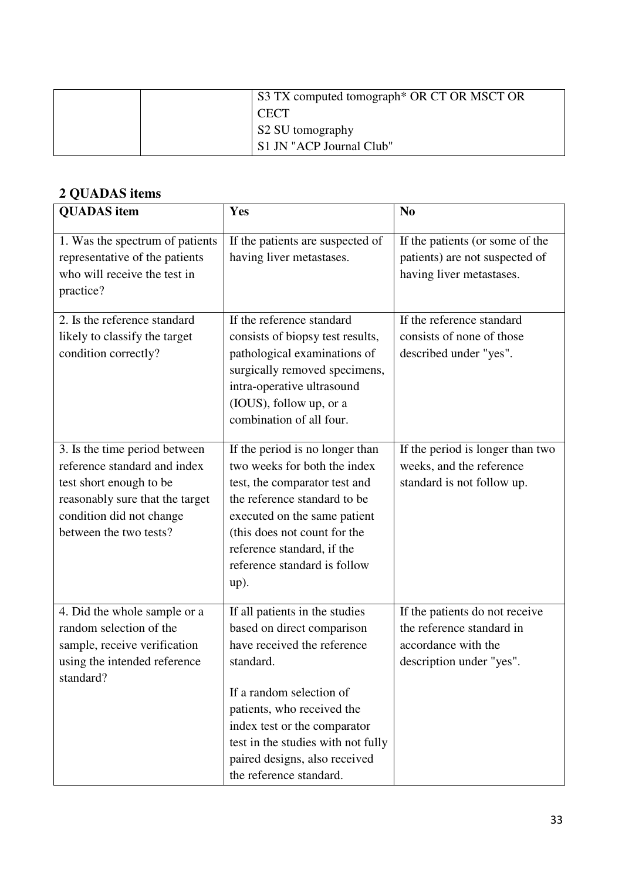| | | S3 TX computed tomograph* OR CT OR MSCT OR CECT<br>S2 SU tomography<br>S1 JN "ACP Journal Club" |
|---|---|---|

## 2 QUADAS items

| QUADAS item | Yes | No |
|---|---|---|
| 1. Was the spectrum of patients representative of the patients who will receive the test in practice? | If the patients are suspected of having liver metastases. | If the patients (or some of the patients) are not suspected of having liver metastases. |
| 2. Is the reference standard likely to classify the target condition correctly? | If the reference standard consists of biopsy test results, pathological examinations of surgically removed specimens, intra-operative ultrasound (IOUS), follow up, or a combination of all four. | If the reference standard consists of none of those described under "yes". |
| 3. Is the time period between reference standard and index test short enough to be reasonably sure that the target condition did not change between the two tests? | If the period is no longer than two weeks for both the index test, the comparator test and the reference standard to be executed on the same patient (this does not count for the reference standard, if the reference standard is follow up). | If the period is longer than two weeks, and the reference standard is not follow up. |
| 4. Did the whole sample or a random selection of the sample, receive verification using the intended reference standard? | If all patients in the studies based on direct comparison have received the reference standard.<br><br>If a random selection of patients, who received the index test or the comparator test in the studies with not fully paired designs, also received the reference standard. | If the patients do not receive the reference standard in accordance with the description under "yes". |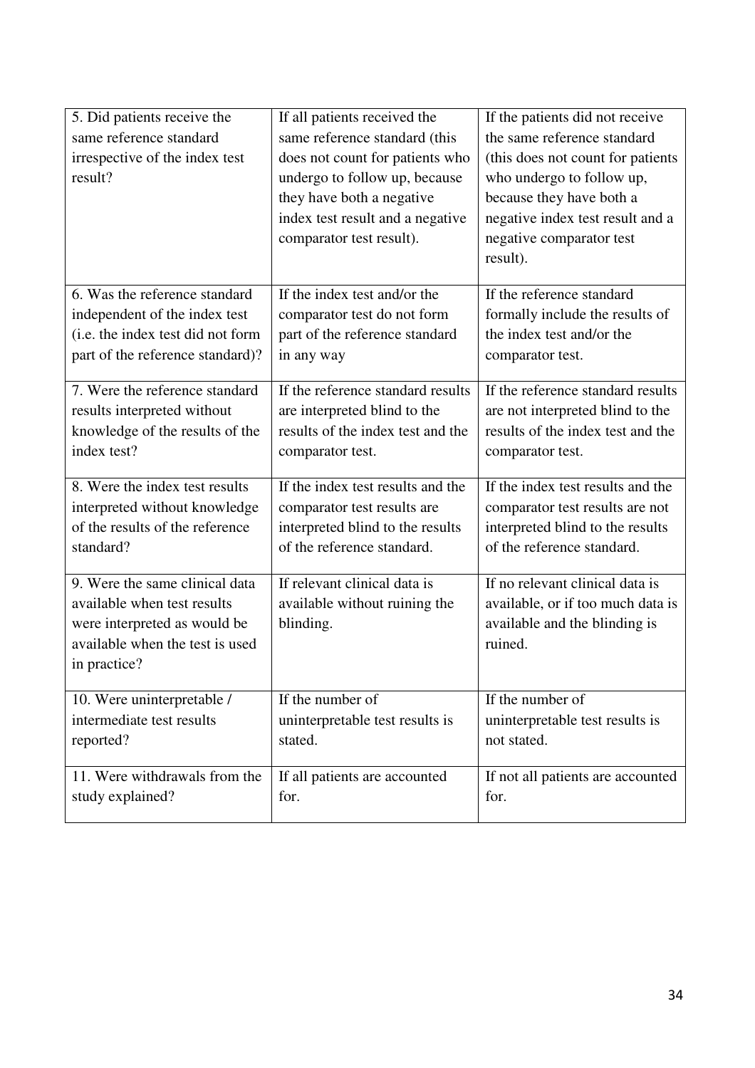| | | |
|---|---|---|
| 5. Did patients receive the same reference standard irrespective of the index test result? | If all patients received the same reference standard (this does not count for patients who undergo to follow up, because they have both a negative index test result and a negative comparator test result). | If the patients did not receive the same reference standard (this does not count for patients who undergo to follow up, because they have both a negative index test result and a negative comparator test result). |
| 6. Was the reference standard independent of the index test (i.e. the index test did not form part of the reference standard)? | If the index test and/or the comparator test do not form part of the reference standard in any way | If the reference standard formally include the results of the index test and/or the comparator test. |
| 7. Were the reference standard results interpreted without knowledge of the results of the index test? | If the reference standard results are interpreted blind to the results of the index test and the comparator test. | If the reference standard results are not interpreted blind to the results of the index test and the comparator test. |
| 8. Were the index test results interpreted without knowledge of the results of the reference standard? | If the index test results and the comparator test results are interpreted blind to the results of the reference standard. | If the index test results and the comparator test results are not interpreted blind to the results of the reference standard. |
| 9. Were the same clinical data available when test results were interpreted as would be available when the test is used in practice? | If relevant clinical data is available without ruining the blinding. | If no relevant clinical data is available, or if too much data is available and the blinding is ruined. |
| 10. Were uninterpretable / intermediate test results reported? | If the number of uninterpretable test results is stated. | If the number of uninterpretable test results is not stated. |
| 11. Were withdrawals from the study explained? | If all patients are accounted for. | If not all patients are accounted for. |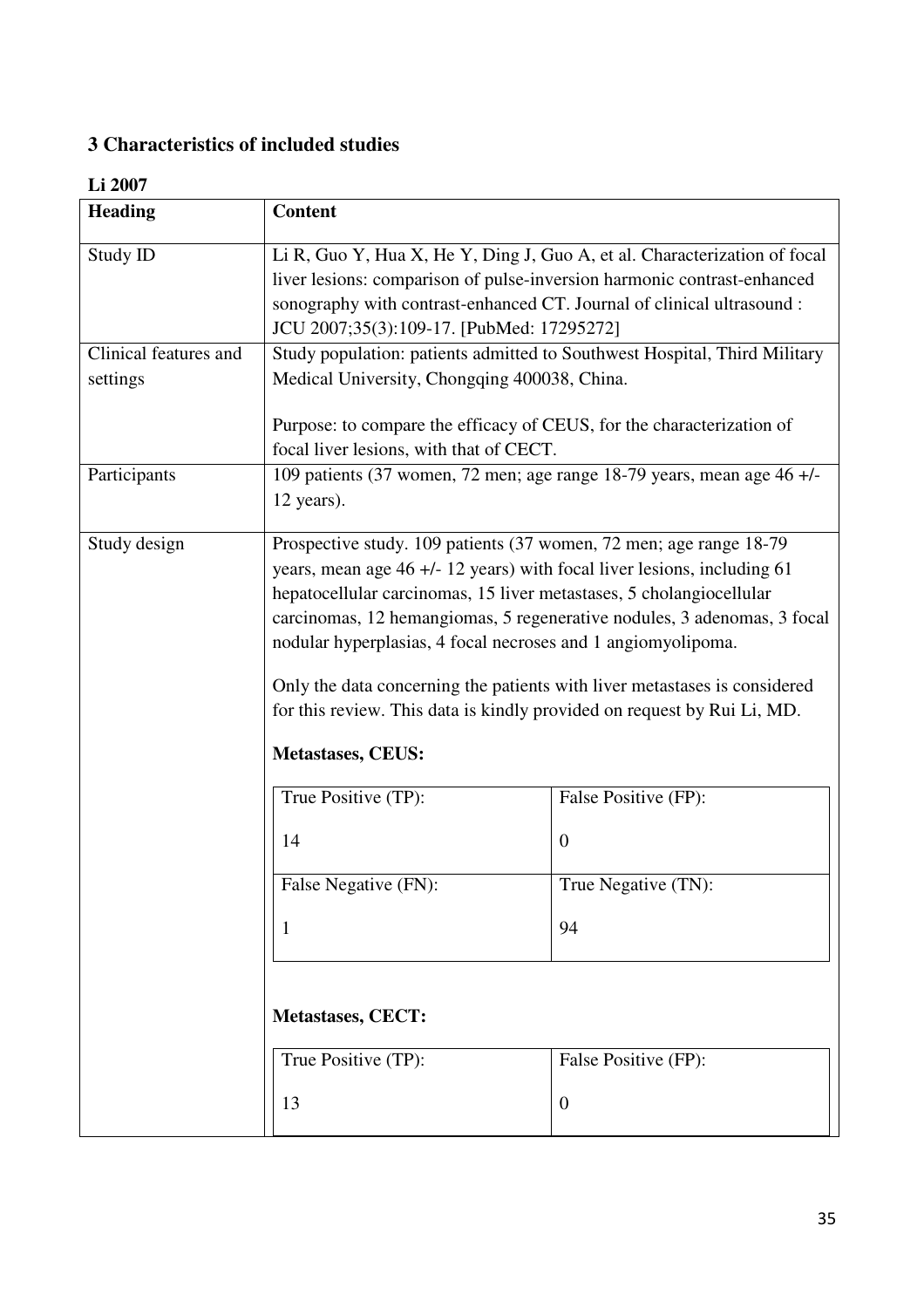## 3 Characteristics of included studies

### Li 2007

| Heading | Content |
|---|---|
| Study ID | Li R, Guo Y, Hua X, He Y, Ding J, Guo A, et al. Characterization of focal liver lesions: comparison of pulse-inversion harmonic contrast-enhanced sonography with contrast-enhanced CT. Journal of clinical ultrasound : JCU 2007;35(3):109-17. [PubMed: 17295272] |
| Clinical features and settings | Study population: patients admitted to Southwest Hospital, Third Military Medical University, Chongqing 400038, China.<br><br>Purpose: to compare the efficacy of CEUS, for the characterization of focal liver lesions, with that of CECT. |
| Participants | 109 patients (37 women, 72 men; age range 18-79 years, mean age 46 +/- 12 years). |
| Study design | Prospective study. 109 patients (37 women, 72 men; age range 18-79 years, mean age 46 +/- 12 years) with focal liver lesions, including 61 hepatocellular carcinomas, 15 liver metastases, 5 cholangiocellular carcinomas, 12 hemangiomas, 5 regenerative nodules, 3 adenomas, 3 focal nodular hyperplasias, 4 focal necroses and 1 angiomyolipoma.<br><br>Only the data concerning the patients with liver metastases is considered for this review. This data is kindly provided on request by Rui Li, MD.<br><br>**Metastases, CEUS:**<br><br>True Positive (TP): 14 — False Positive (FP): 0<br>False Negative (FN): 1 — True Negative (TN): 94<br><br>**Metastases, CECT:**<br><br>True Positive (TP): 13 — False Positive (FP): 0 |

**Metastases, CEUS:**

| True Positive (TP): | False Positive (FP): |
|---|---|
| 14 | 0 |
| **False Negative (FN):** | **True Negative (TN):** |
| 1 | 94 |

**Metastases, CECT:**

| True Positive (TP): | False Positive (FP): |
|---|---|
| 13 | 0 |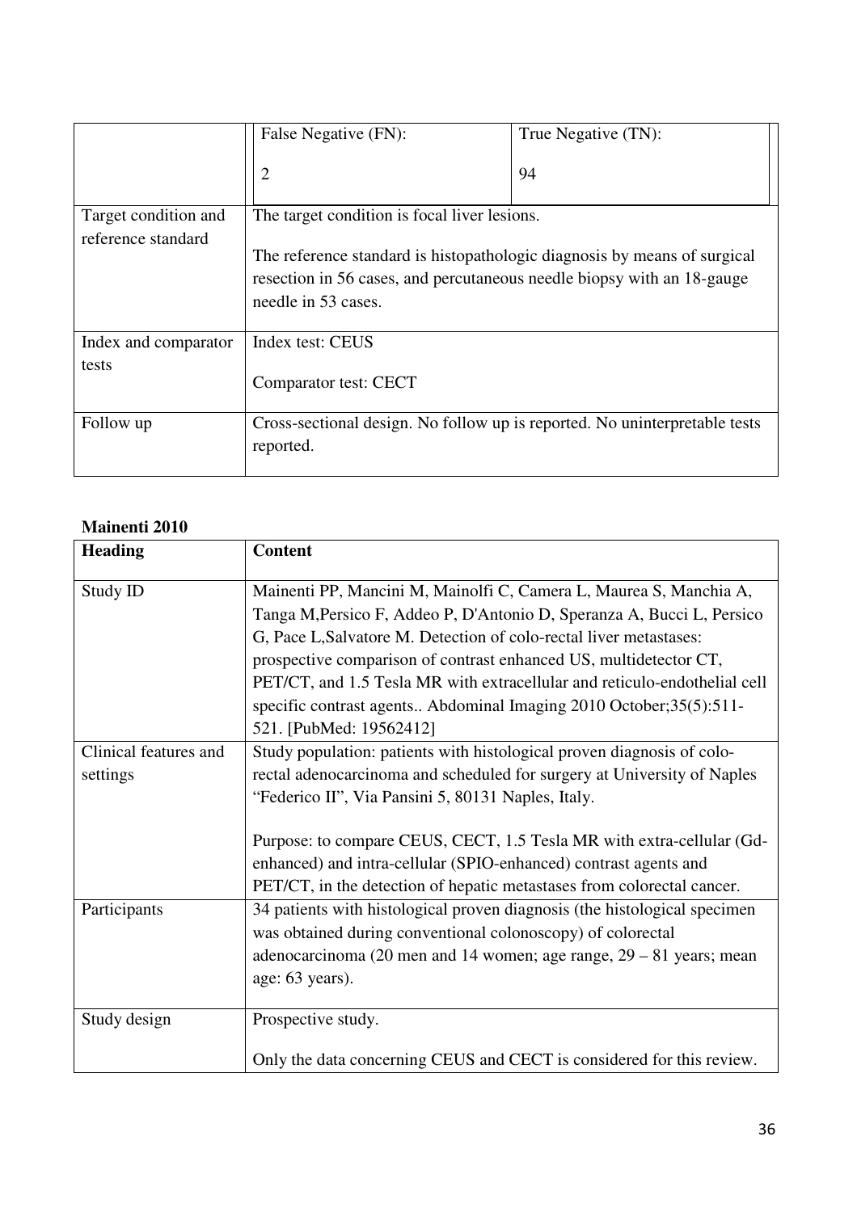| | | |
|---|---|---|
| | False Negative (FN): 2 | True Negative (TN): 94 |
| Target condition and reference standard | The target condition is focal liver lesions.<br><br>The reference standard is histopathologic diagnosis by means of surgical resection in 56 cases, and percutaneous needle biopsy with an 18-gauge needle in 53 cases. | |
| Index and comparator tests | Index test: CEUS<br><br>Comparator test: CECT | |
| Follow up | Cross-sectional design. No follow up is reported. No uninterpretable tests reported. | |

**Mainenti 2010**

| Heading | Content |
|---|---|
| Study ID | Mainenti PP, Mancini M, Mainolfi C, Camera L, Maurea S, Manchia A, Tanga M,Persico F, Addeo P, D'Antonio D, Speranza A, Bucci L, Persico G, Pace L,Salvatore M. Detection of colo-rectal liver metastases: prospective comparison of contrast enhanced US, multidetector CT, PET/CT, and 1.5 Tesla MR with extracellular and reticulo-endothelial cell specific contrast agents.. Abdominal Imaging 2010 October;35(5):511-521. [PubMed: 19562412] |
| Clinical features and settings | Study population: patients with histological proven diagnosis of colo-rectal adenocarcinoma and scheduled for surgery at University of Naples “Federico II”, Via Pansini 5, 80131 Naples, Italy.<br><br>Purpose: to compare CEUS, CECT, 1.5 Tesla MR with extra-cellular (Gd-enhanced) and intra-cellular (SPIO-enhanced) contrast agents and PET/CT, in the detection of hepatic metastases from colorectal cancer. |
| Participants | 34 patients with histological proven diagnosis (the histological specimen was obtained during conventional colonoscopy) of colorectal adenocarcinoma (20 men and 14 women; age range, 29 – 81 years; mean age: 63 years). |
| Study design | Prospective study.<br><br>Only the data concerning CEUS and CECT is considered for this review. |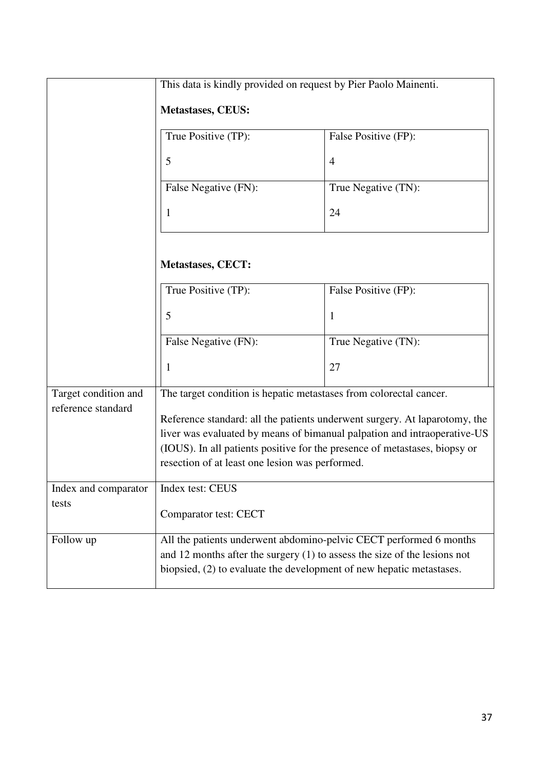| | |
|---|---|
| | This data is kindly provided on request by Pier Paolo Mainenti.<br><br>**Metastases, CEUS:**<br><br>True Positive (TP): 5 — False Positive (FP): 4<br>False Negative (FN): 1 — True Negative (TN): 24<br><br>**Metastases, CECT:**<br><br>True Positive (TP): 5 — False Positive (FP): 1<br>False Negative (FN): 1 — True Negative (TN): 27 |
| Target condition and reference standard | The target condition is hepatic metastases from colorectal cancer.<br><br>Reference standard: all the patients underwent surgery. At laparotomy, the liver was evaluated by means of bimanual palpation and intraoperative-US (IOUS). In all patients positive for the presence of metastases, biopsy or resection of at least one lesion was performed. |
| Index and comparator tests | Index test: CEUS<br><br>Comparator test: CECT |
| Follow up | All the patients underwent abdomino-pelvic CECT performed 6 months and 12 months after the surgery (1) to assess the size of the lesions not biopsied, (2) to evaluate the development of new hepatic metastases. |

**Metastases, CEUS:**

| True Positive (TP): | False Positive (FP): |
|---|---|
| 5 | 4 |
| **False Negative (FN):** | **True Negative (TN):** |
| 1 | 24 |

**Metastases, CECT:**

| True Positive (TP): | False Positive (FP): |
|---|---|
| 5 | 1 |
| **False Negative (FN):** | **True Negative (TN):** |
| 1 | 27 |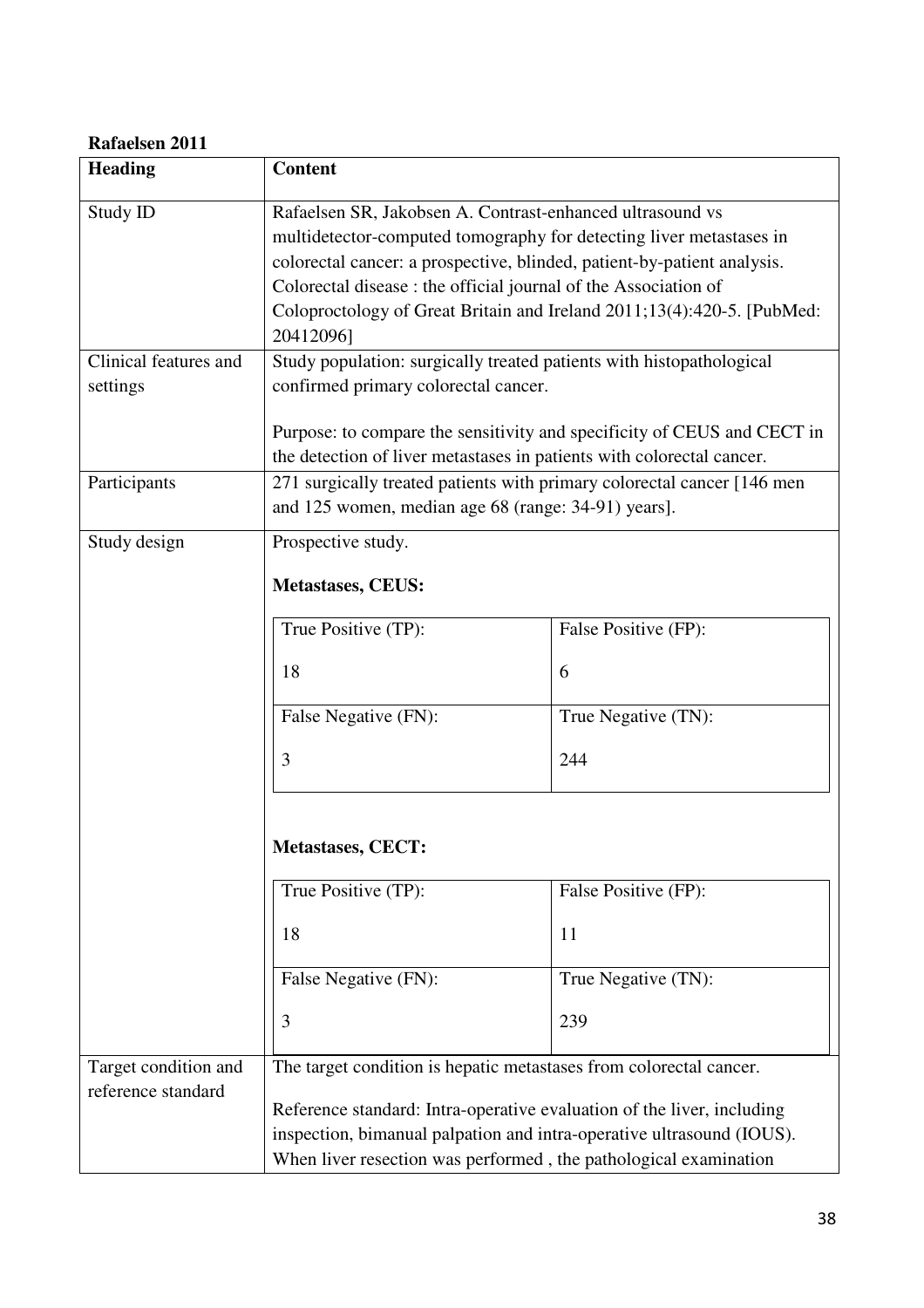**Rafaelsen 2011**

| Heading | Content |
|---|---|
| Study ID | Rafaelsen SR, Jakobsen A. Contrast-enhanced ultrasound vs multidetector-computed tomography for detecting liver metastases in colorectal cancer: a prospective, blinded, patient-by-patient analysis. Colorectal disease : the official journal of the Association of Coloproctology of Great Britain and Ireland 2011;13(4):420-5. [PubMed: 20412096] |
| Clinical features and settings | Study population: surgically treated patients with histopathological confirmed primary colorectal cancer.<br><br>Purpose: to compare the sensitivity and specificity of CEUS and CECT in the detection of liver metastases in patients with colorectal cancer. |
| Participants | 271 surgically treated patients with primary colorectal cancer [146 men and 125 women, median age 68 (range: 34-91) years]. |
| Study design | Prospective study.<br><br>**Metastases, CEUS:**<br><br>True Positive (TP): 18 — False Positive (FP): 6<br>False Negative (FN): 3 — True Negative (TN): 244<br><br>**Metastases, CECT:**<br><br>True Positive (TP): 18 — False Positive (FP): 11<br>False Negative (FN): 3 — True Negative (TN): 239 |
| Target condition and reference standard | The target condition is hepatic metastases from colorectal cancer.<br><br>Reference standard: Intra-operative evaluation of the liver, including inspection, bimanual palpation and intra-operative ultrasound (IOUS). When liver resection was performed , the pathological examination |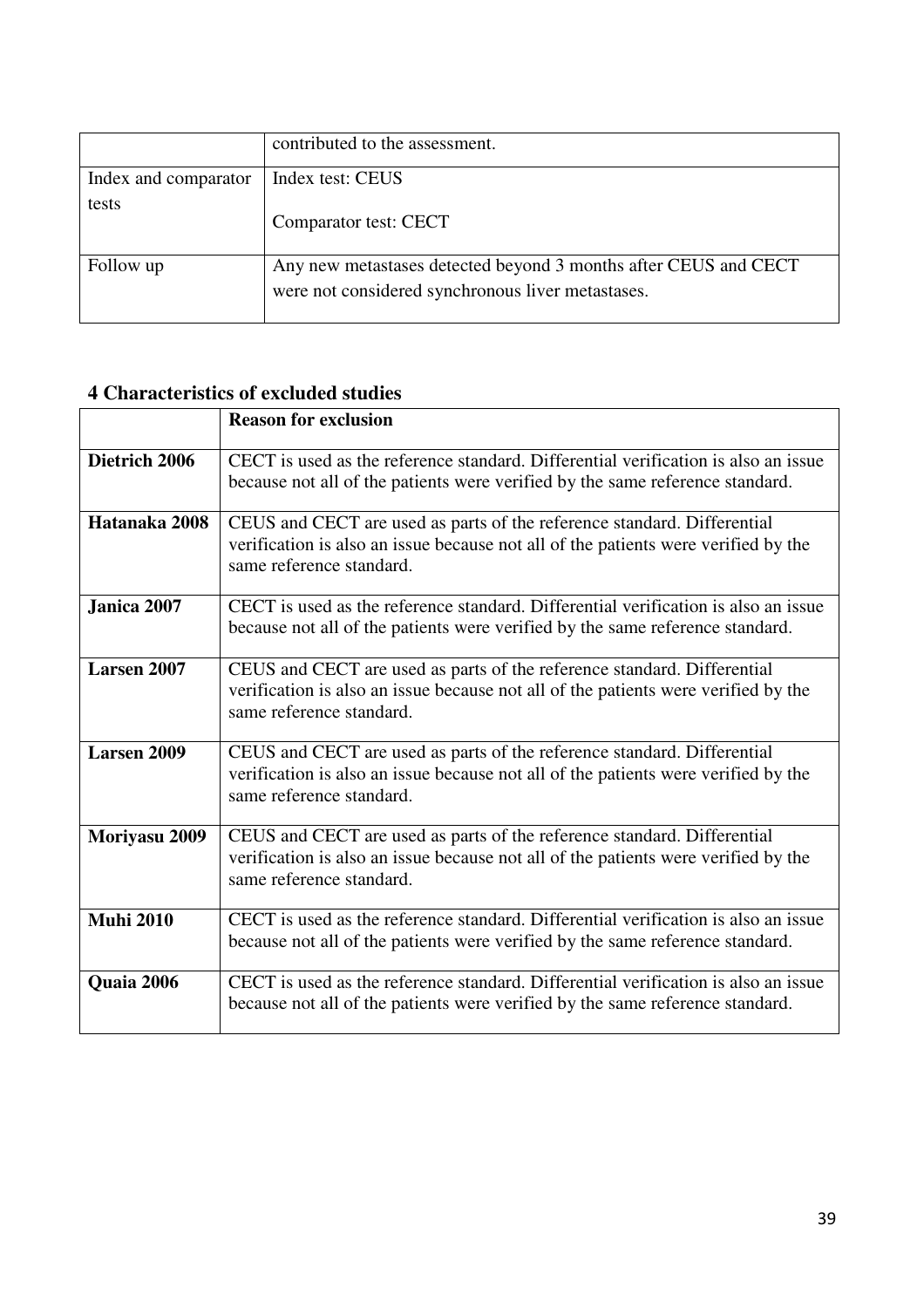| | contributed to the assessment. |
|---|---|
| Index and comparator tests | Index test: CEUS<br><br>Comparator test: CECT |
| Follow up | Any new metastases detected beyond 3 months after CEUS and CECT were not considered synchronous liver metastases. |

### 4 Characteristics of excluded studies

| | Reason for exclusion |
|---|---|
| **Dietrich 2006** | CECT is used as the reference standard. Differential verification is also an issue because not all of the patients were verified by the same reference standard. |
| **Hatanaka 2008** | CEUS and CECT are used as parts of the reference standard. Differential verification is also an issue because not all of the patients were verified by the same reference standard. |
| **Janica 2007** | CECT is used as the reference standard. Differential verification is also an issue because not all of the patients were verified by the same reference standard. |
| **Larsen 2007** | CEUS and CECT are used as parts of the reference standard. Differential verification is also an issue because not all of the patients were verified by the same reference standard. |
| **Larsen 2009** | CEUS and CECT are used as parts of the reference standard. Differential verification is also an issue because not all of the patients were verified by the same reference standard. |
| **Moriyasu 2009** | CEUS and CECT are used as parts of the reference standard. Differential verification is also an issue because not all of the patients were verified by the same reference standard. |
| **Muhi 2010** | CECT is used as the reference standard. Differential verification is also an issue because not all of the patients were verified by the same reference standard. |
| **Quaia 2006** | CECT is used as the reference standard. Differential verification is also an issue because not all of the patients were verified by the same reference standard. |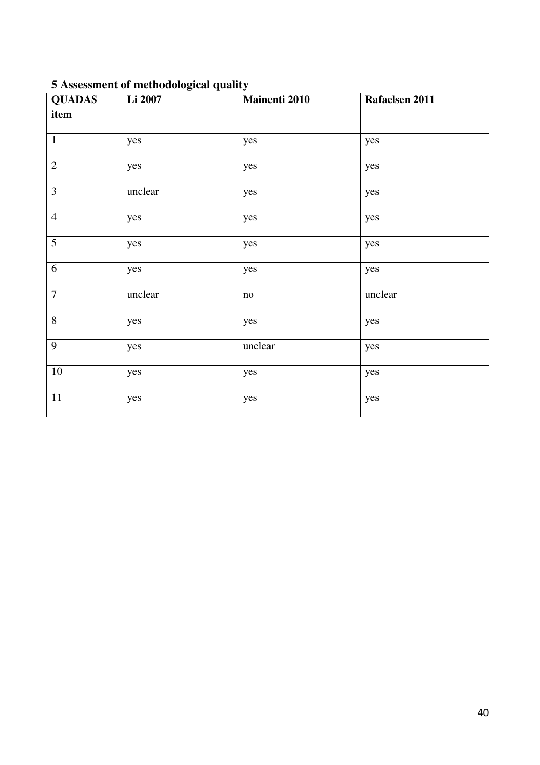**5 Assessment of methodological quality**

| QUADAS item | Li 2007 | Mainenti 2010 | Rafaelsen 2011 |
|---|---|---|---|
| 1 | yes | yes | yes |
| 2 | yes | yes | yes |
| 3 | unclear | yes | yes |
| 4 | yes | yes | yes |
| 5 | yes | yes | yes |
| 6 | yes | yes | yes |
| 7 | unclear | no | unclear |
| 8 | yes | yes | yes |
| 9 | yes | unclear | yes |
| 10 | yes | yes | yes |
| 11 | yes | yes | yes |